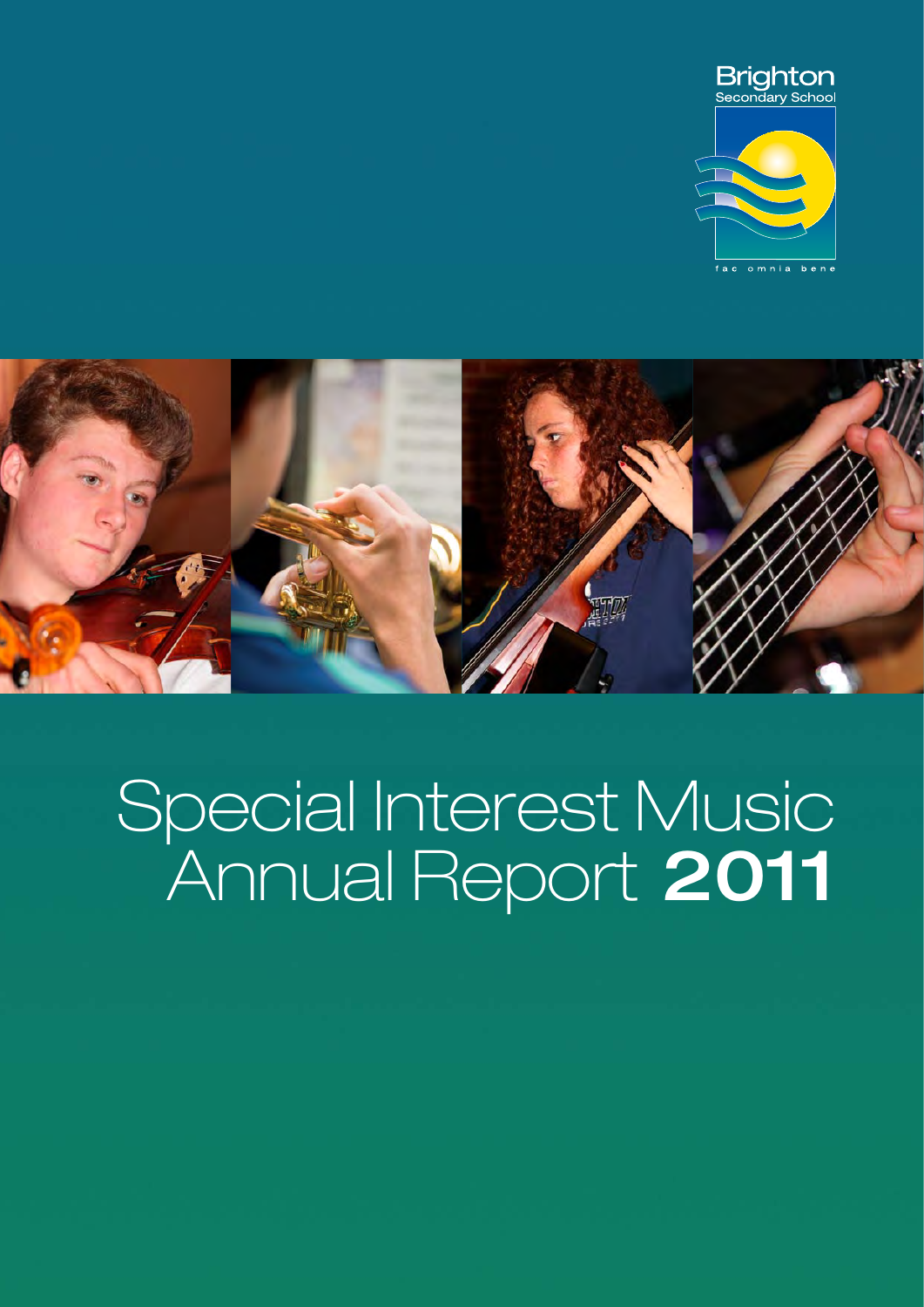Brighton
Secondary School

fac omnia bene

# Special Interest Music Annual Report **2011**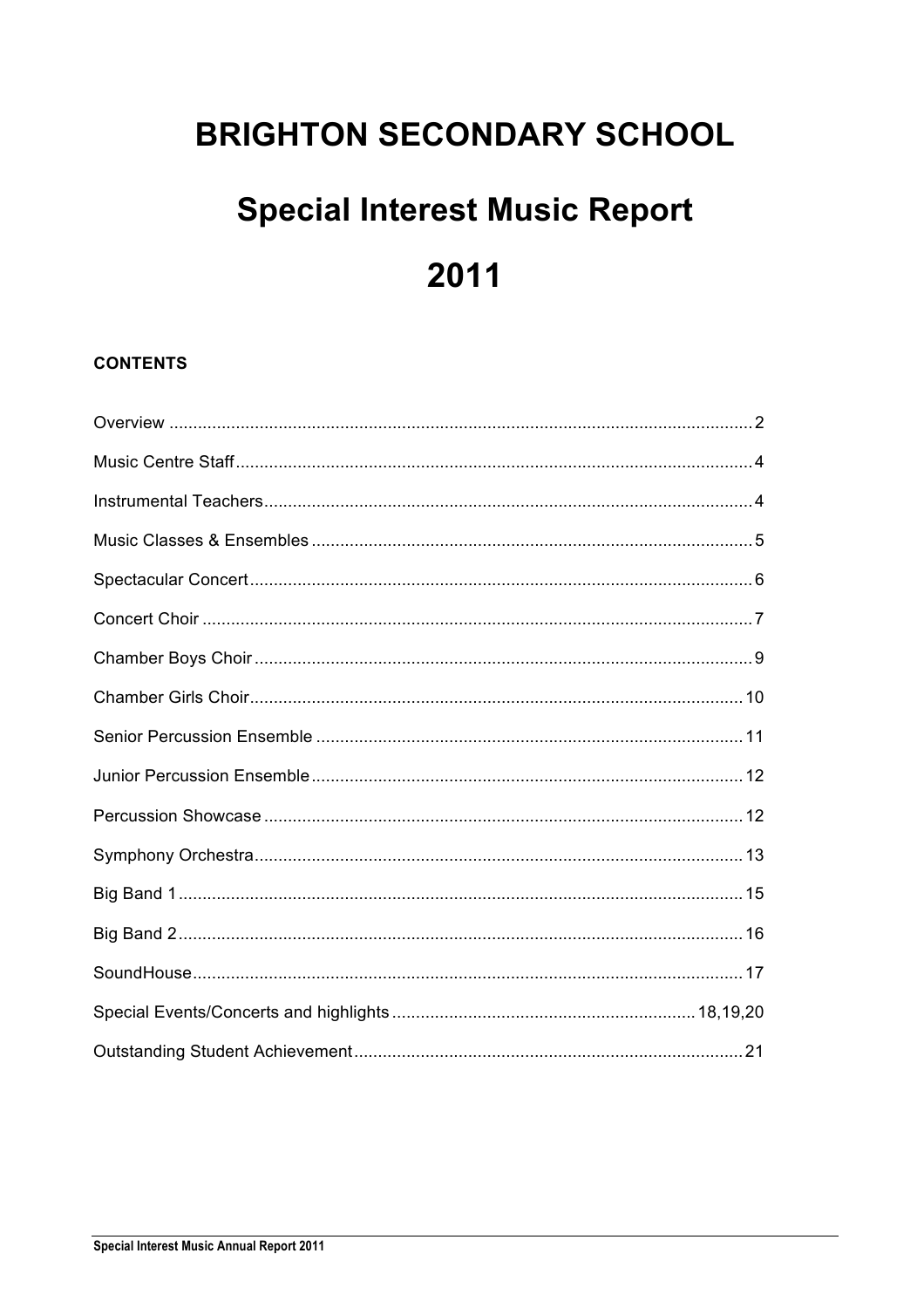# BRIGHTON SECONDARY SCHOOL

# Special Interest Music Report

# 2011

**CONTENTS**

Overview ..... 2

Music Centre Staff ..... 4

Instrumental Teachers ..... 4

Music Classes & Ensembles ..... 5

Spectacular Concert ..... 6

Concert Choir ..... 7

Chamber Boys Choir ..... 9

Chamber Girls Choir ..... 10

Senior Percussion Ensemble ..... 11

Junior Percussion Ensemble ..... 12

Percussion Showcase ..... 12

Symphony Orchestra ..... 13

Big Band 1 ..... 15

Big Band 2 ..... 16

SoundHouse ..... 17

Special Events/Concerts and highlights ..... 18,19,20

Outstanding Student Achievement ..... 21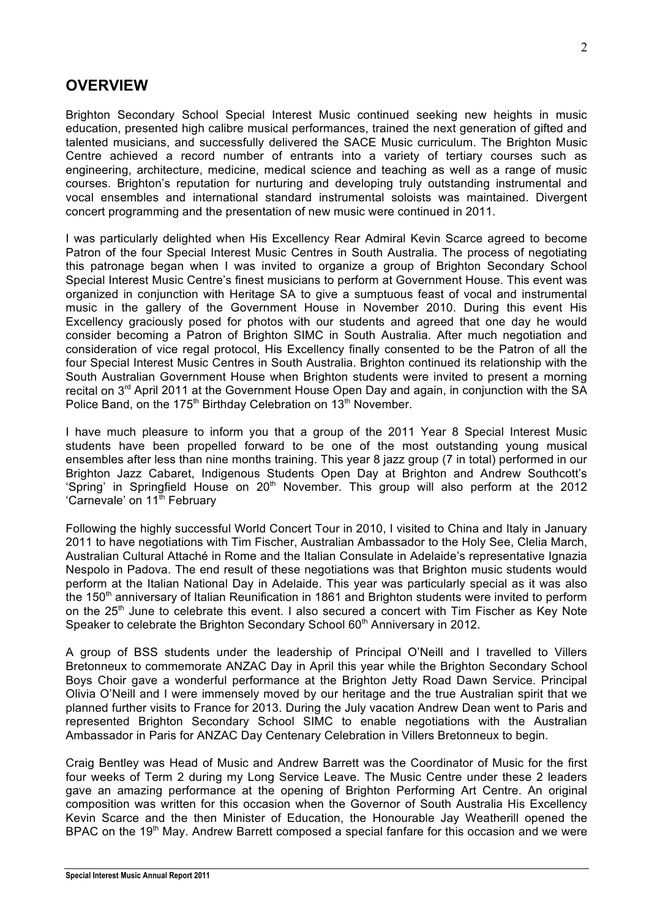## OVERVIEW

Brighton Secondary School Special Interest Music continued seeking new heights in music education, presented high calibre musical performances, trained the next generation of gifted and talented musicians, and successfully delivered the SACE Music curriculum. The Brighton Music Centre achieved a record number of entrants into a variety of tertiary courses such as engineering, architecture, medicine, medical science and teaching as well as a range of music courses. Brighton's reputation for nurturing and developing truly outstanding instrumental and vocal ensembles and international standard instrumental soloists was maintained. Divergent concert programming and the presentation of new music were continued in 2011.

I was particularly delighted when His Excellency Rear Admiral Kevin Scarce agreed to become Patron of the four Special Interest Music Centres in South Australia. The process of negotiating this patronage began when I was invited to organize a group of Brighton Secondary School Special Interest Music Centre's finest musicians to perform at Government House. This event was organized in conjunction with Heritage SA to give a sumptuous feast of vocal and instrumental music in the gallery of the Government House in November 2010. During this event His Excellency graciously posed for photos with our students and agreed that one day he would consider becoming a Patron of Brighton SIMC in South Australia. After much negotiation and consideration of vice regal protocol, His Excellency finally consented to be the Patron of all the four Special Interest Music Centres in South Australia. Brighton continued its relationship with the South Australian Government House when Brighton students were invited to present a morning recital on 3rd April 2011 at the Government House Open Day and again, in conjunction with the SA Police Band, on the 175th Birthday Celebration on 13th November.

I have much pleasure to inform you that a group of the 2011 Year 8 Special Interest Music students have been propelled forward to be one of the most outstanding young musical ensembles after less than nine months training. This year 8 jazz group (7 in total) performed in our Brighton Jazz Cabaret, Indigenous Students Open Day at Brighton and Andrew Southcott's 'Spring' in Springfield House on 20th November. This group will also perform at the 2012 'Carnevale' on 11th February

Following the highly successful World Concert Tour in 2010, I visited to China and Italy in January 2011 to have negotiations with Tim Fischer, Australian Ambassador to the Holy See, Clelia March, Australian Cultural Attaché in Rome and the Italian Consulate in Adelaide's representative Ignazia Nespolo in Padova. The end result of these negotiations was that Brighton music students would perform at the Italian National Day in Adelaide. This year was particularly special as it was also the 150th anniversary of Italian Reunification in 1861 and Brighton students were invited to perform on the 25th June to celebrate this event. I also secured a concert with Tim Fischer as Key Note Speaker to celebrate the Brighton Secondary School 60th Anniversary in 2012.

A group of BSS students under the leadership of Principal O'Neill and I travelled to Villers Bretonneux to commemorate ANZAC Day in April this year while the Brighton Secondary School Boys Choir gave a wonderful performance at the Brighton Jetty Road Dawn Service. Principal Olivia O'Neill and I were immensely moved by our heritage and the true Australian spirit that we planned further visits to France for 2013. During the July vacation Andrew Dean went to Paris and represented Brighton Secondary School SIMC to enable negotiations with the Australian Ambassador in Paris for ANZAC Day Centenary Celebration in Villers Bretonneux to begin.

Craig Bentley was Head of Music and Andrew Barrett was the Coordinator of Music for the first four weeks of Term 2 during my Long Service Leave. The Music Centre under these 2 leaders gave an amazing performance at the opening of Brighton Performing Art Centre. An original composition was written for this occasion when the Governor of South Australia His Excellency Kevin Scarce and the then Minister of Education, the Honourable Jay Weatherill opened the BPAC on the 19th May. Andrew Barrett composed a special fanfare for this occasion and we were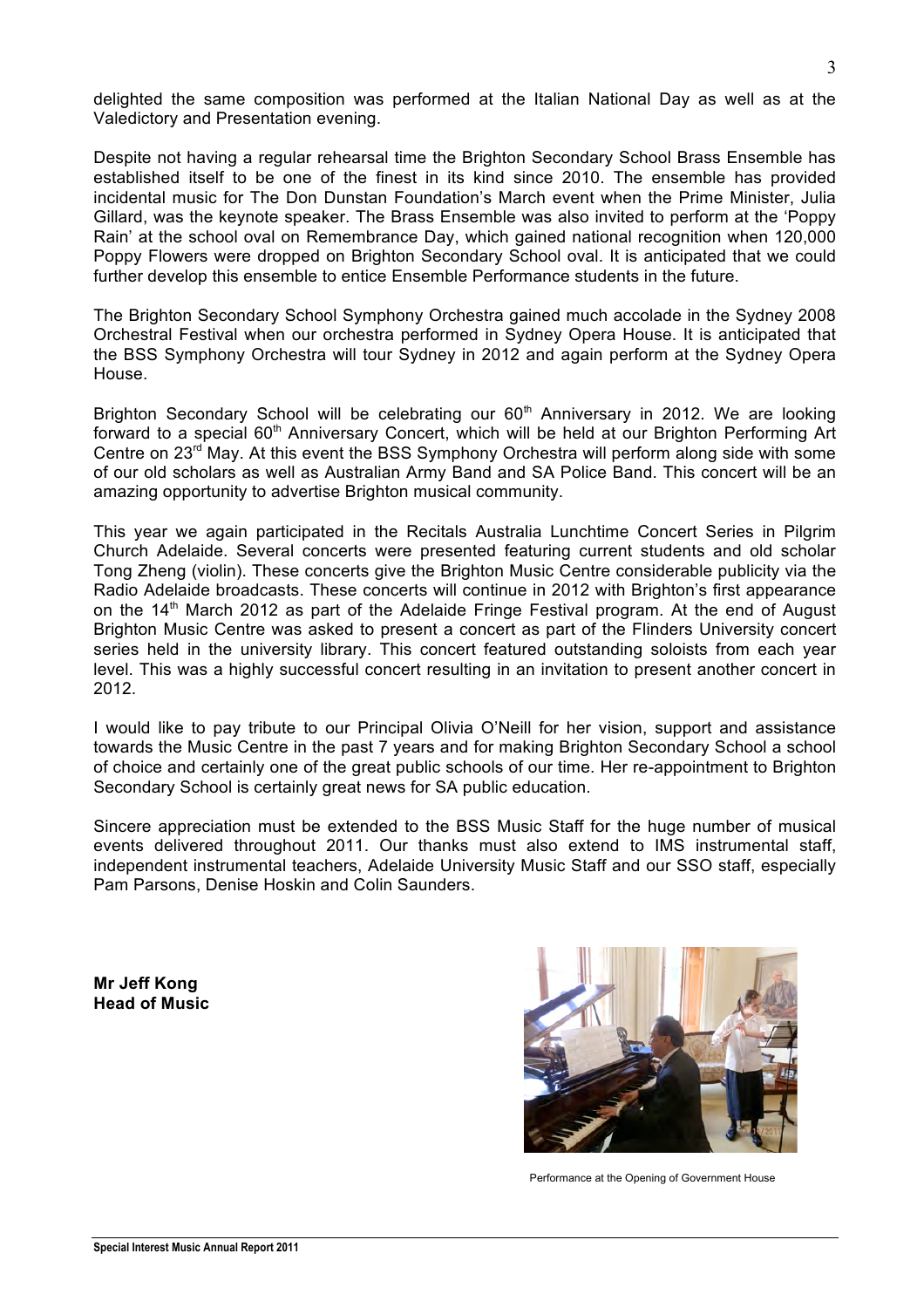delighted the same composition was performed at the Italian National Day as well as at the Valedictory and Presentation evening.

Despite not having a regular rehearsal time the Brighton Secondary School Brass Ensemble has established itself to be one of the finest in its kind since 2010. The ensemble has provided incidental music for The Don Dunstan Foundation's March event when the Prime Minister, Julia Gillard, was the keynote speaker. The Brass Ensemble was also invited to perform at the 'Poppy Rain' at the school oval on Remembrance Day, which gained national recognition when 120,000 Poppy Flowers were dropped on Brighton Secondary School oval. It is anticipated that we could further develop this ensemble to entice Ensemble Performance students in the future.

The Brighton Secondary School Symphony Orchestra gained much accolade in the Sydney 2008 Orchestral Festival when our orchestra performed in Sydney Opera House. It is anticipated that the BSS Symphony Orchestra will tour Sydney in 2012 and again perform at the Sydney Opera House.

Brighton Secondary School will be celebrating our 60th Anniversary in 2012. We are looking forward to a special 60th Anniversary Concert, which will be held at our Brighton Performing Art Centre on 23rd May. At this event the BSS Symphony Orchestra will perform along side with some of our old scholars as well as Australian Army Band and SA Police Band. This concert will be an amazing opportunity to advertise Brighton musical community.

This year we again participated in the Recitals Australia Lunchtime Concert Series in Pilgrim Church Adelaide. Several concerts were presented featuring current students and old scholar Tong Zheng (violin). These concerts give the Brighton Music Centre considerable publicity via the Radio Adelaide broadcasts. These concerts will continue in 2012 with Brighton's first appearance on the 14th March 2012 as part of the Adelaide Fringe Festival program. At the end of August Brighton Music Centre was asked to present a concert as part of the Flinders University concert series held in the university library. This concert featured outstanding soloists from each year level. This was a highly successful concert resulting in an invitation to present another concert in 2012.

I would like to pay tribute to our Principal Olivia O'Neill for her vision, support and assistance towards the Music Centre in the past 7 years and for making Brighton Secondary School a school of choice and certainly one of the great public schools of our time. Her re-appointment to Brighton Secondary School is certainly great news for SA public education.

Sincere appreciation must be extended to the BSS Music Staff for the huge number of musical events delivered throughout 2011. Our thanks must also extend to IMS instrumental staff, independent instrumental teachers, Adelaide University Music Staff and our SSO staff, especially Pam Parsons, Denise Hoskin and Colin Saunders.

**Mr Jeff Kong**
**Head of Music**

Performance at the Opening of Government House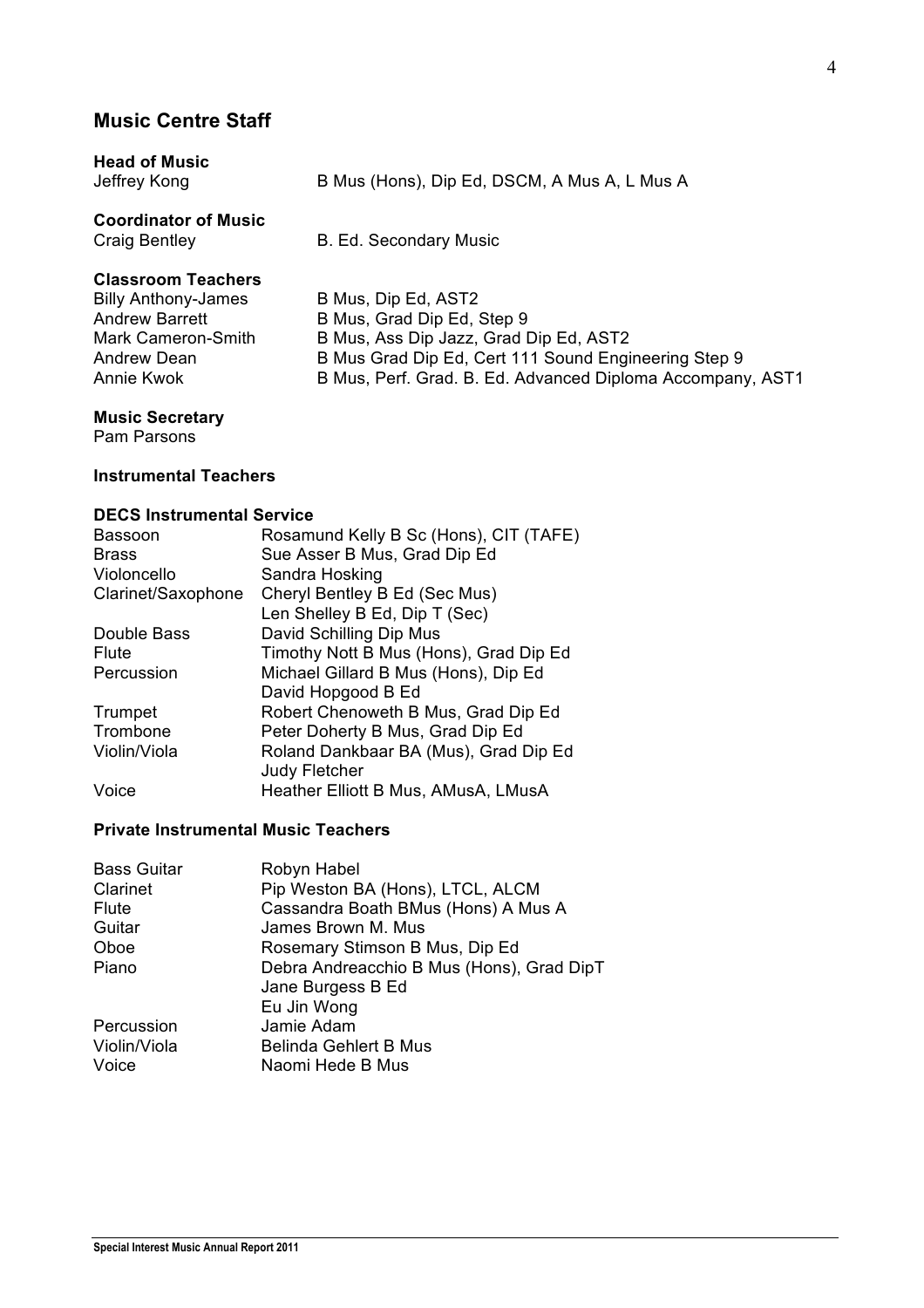## Music Centre Staff

**Head of Music**

| | |
|---|---|
| Jeffrey Kong | B Mus (Hons), Dip Ed, DSCM, A Mus A, L Mus A |

**Coordinator of Music**

| | |
|---|---|
| Craig Bentley | B. Ed. Secondary Music |

**Classroom Teachers**

| | |
|---|---|
| Billy Anthony-James | B Mus, Dip Ed, AST2 |
| Andrew Barrett | B Mus, Grad Dip Ed, Step 9 |
| Mark Cameron-Smith | B Mus, Ass Dip Jazz, Grad Dip Ed, AST2 |
| Andrew Dean | B Mus Grad Dip Ed, Cert 111 Sound Engineering Step 9 |
| Annie Kwok | B Mus, Perf. Grad. B. Ed. Advanced Diploma Accompany, AST1 |

**Music Secretary**

Pam Parsons

**Instrumental Teachers**

**DECS Instrumental Service**

| | |
|---|---|
| Bassoon | Rosamund Kelly B Sc (Hons), CIT (TAFE) |
| Brass | Sue Asser B Mus, Grad Dip Ed |
| Violoncello | Sandra Hosking |
| Clarinet/Saxophone | Cheryl Bentley B Ed (Sec Mus) |
| | Len Shelley B Ed, Dip T (Sec) |
| Double Bass | David Schilling Dip Mus |
| Flute | Timothy Nott B Mus (Hons), Grad Dip Ed |
| Percussion | Michael Gillard B Mus (Hons), Dip Ed |
| | David Hopgood B Ed |
| Trumpet | Robert Chenoweth B Mus, Grad Dip Ed |
| Trombone | Peter Doherty B Mus, Grad Dip Ed |
| Violin/Viola | Roland Dankbaar BA (Mus), Grad Dip Ed |
| | Judy Fletcher |
| Voice | Heather Elliott B Mus, AMusA, LMusA |

**Private Instrumental Music Teachers**

| | |
|---|---|
| Bass Guitar | Robyn Habel |
| Clarinet | Pip Weston BA (Hons), LTCL, ALCM |
| Flute | Cassandra Boath BMus (Hons) A Mus A |
| Guitar | James Brown M. Mus |
| Oboe | Rosemary Stimson B Mus, Dip Ed |
| Piano | Debra Andreacchio B Mus (Hons), Grad DipT |
| | Jane Burgess B Ed |
| | Eu Jin Wong |
| Percussion | Jamie Adam |
| Violin/Viola | Belinda Gehlert B Mus |
| Voice | Naomi Hede B Mus |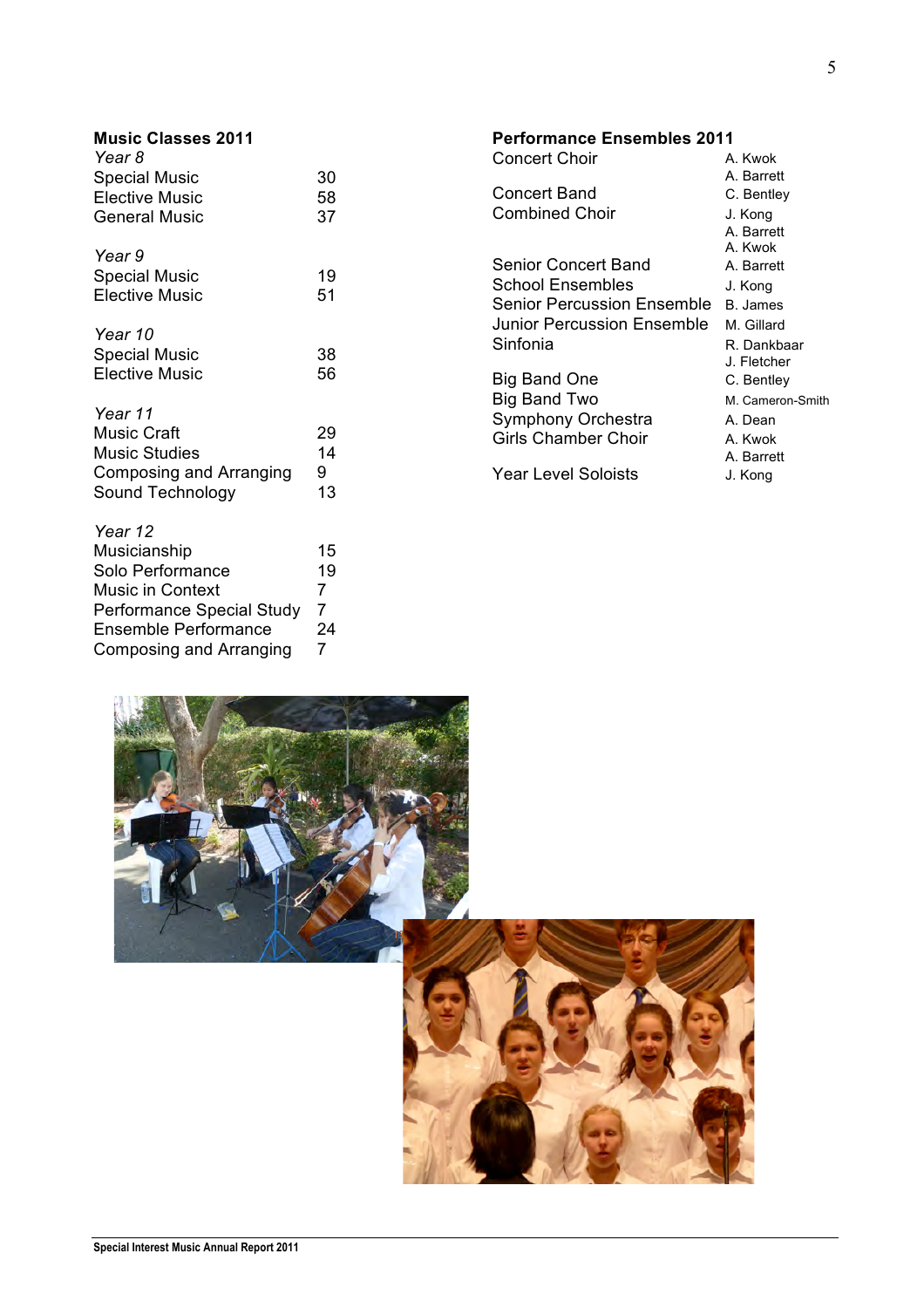## Music Classes 2011

| | |
|---|---|
| *Year 8* | |
| Special Music | 30 |
| Elective Music | 58 |
| General Music | 37 |
| *Year 9* | |
| Special Music | 19 |
| Elective Music | 51 |
| *Year 10* | |
| Special Music | 38 |
| Elective Music | 56 |
| *Year 11* | |
| Music Craft | 29 |
| Music Studies | 14 |
| Composing and Arranging | 9 |
| Sound Technology | 13 |
| *Year 12* | |
| Musicianship | 15 |
| Solo Performance | 19 |
| Music in Context | 7 |
| Performance Special Study | 7 |
| Ensemble Performance | 24 |
| Composing and Arranging | 7 |

## Performance Ensembles 2011

| | |
|---|---|
| Concert Choir | A. Kwok, A. Barrett |
| Concert Band | C. Bentley |
| Combined Choir | J. Kong, A. Barrett, A. Kwok |
| Senior Concert Band | A. Barrett |
| School Ensembles | J. Kong |
| Senior Percussion Ensemble | B. James |
| Junior Percussion Ensemble | M. Gillard |
| Sinfonia | R. Dankbaar, J. Fletcher |
| Big Band One | C. Bentley |
| Big Band Two | M. Cameron-Smith |
| Symphony Orchestra | A. Dean |
| Girls Chamber Choir | A. Kwok, A. Barrett |
| Year Level Soloists | J. Kong |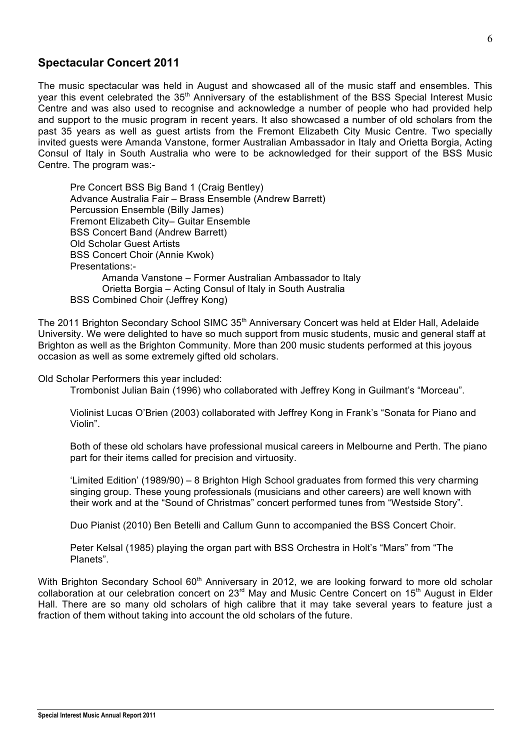## Spectacular Concert 2011

The music spectacular was held in August and showcased all of the music staff and ensembles. This year this event celebrated the 35th Anniversary of the establishment of the BSS Special Interest Music Centre and was also used to recognise and acknowledge a number of people who had provided help and support to the music program in recent years. It also showcased a number of old scholars from the past 35 years as well as guest artists from the Fremont Elizabeth City Music Centre. Two specially invited guests were Amanda Vanstone, former Australian Ambassador in Italy and Orietta Borgia, Acting Consul of Italy in South Australia who were to be acknowledged for their support of the BSS Music Centre. The program was:-

- Pre Concert BSS Big Band 1 (Craig Bentley)
- Advance Australia Fair – Brass Ensemble (Andrew Barrett)
- Percussion Ensemble (Billy James)
- Fremont Elizabeth City– Guitar Ensemble
- BSS Concert Band (Andrew Barrett)
- Old Scholar Guest Artists
- BSS Concert Choir (Annie Kwok)
- Presentations:-
  - Amanda Vanstone – Former Australian Ambassador to Italy
  - Orietta Borgia – Acting Consul of Italy in South Australia
- BSS Combined Choir (Jeffrey Kong)

The 2011 Brighton Secondary School SIMC 35th Anniversary Concert was held at Elder Hall, Adelaide University. We were delighted to have so much support from music students, music and general staff at Brighton as well as the Brighton Community. More than 200 music students performed at this joyous occasion as well as some extremely gifted old scholars.

Old Scholar Performers this year included:

Trombonist Julian Bain (1996) who collaborated with Jeffrey Kong in Guilmant's "Morceau".

Violinist Lucas O'Brien (2003) collaborated with Jeffrey Kong in Frank's "Sonata for Piano and Violin".

Both of these old scholars have professional musical careers in Melbourne and Perth. The piano part for their items called for precision and virtuosity.

'Limited Edition' (1989/90) – 8 Brighton High School graduates from formed this very charming singing group. These young professionals (musicians and other careers) are well known with their work and at the "Sound of Christmas" concert performed tunes from "Westside Story".

Duo Pianist (2010) Ben Betelli and Callum Gunn to accompanied the BSS Concert Choir.

Peter Kelsal (1985) playing the organ part with BSS Orchestra in Holt's "Mars" from "The Planets".

With Brighton Secondary School 60th Anniversary in 2012, we are looking forward to more old scholar collaboration at our celebration concert on 23rd May and Music Centre Concert on 15th August in Elder Hall. There are so many old scholars of high calibre that it may take several years to feature just a fraction of them without taking into account the old scholars of the future.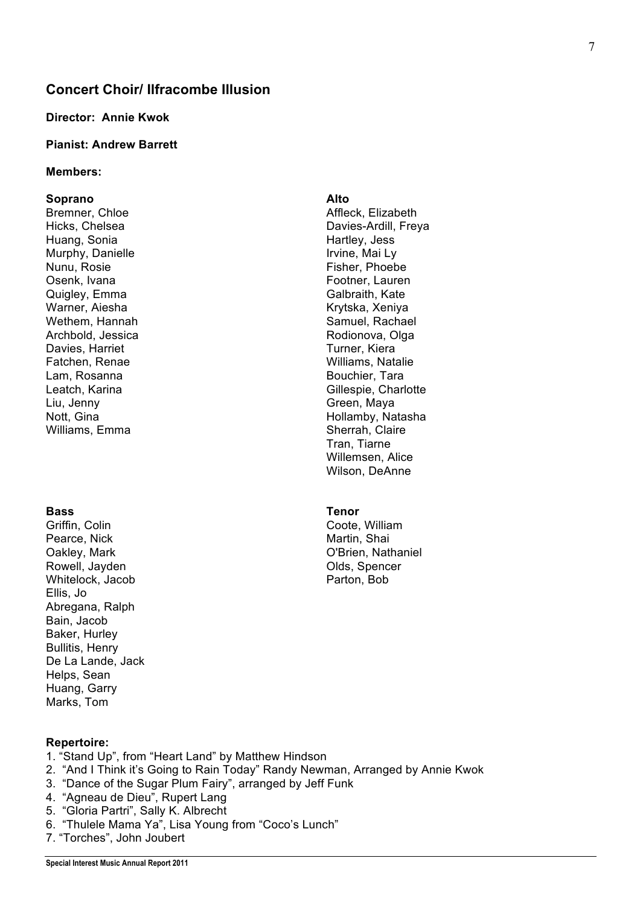## Concert Choir/ Ilfracombe Illusion

**Director: Annie Kwok**

**Pianist: Andrew Barrett**

**Members:**

**Soprano**

Bremner, Chloe
Hicks, Chelsea
Huang, Sonia
Murphy, Danielle
Nunu, Rosie
Osenk, Ivana
Quigley, Emma
Warner, Aiesha
Wethem, Hannah
Archbold, Jessica
Davies, Harriet
Fatchen, Renae
Lam, Rosanna
Leatch, Karina
Liu, Jenny
Nott, Gina
Williams, Emma

**Alto**

Affleck, Elizabeth
Davies-Ardill, Freya
Hartley, Jess
Irvine, Mai Ly
Fisher, Phoebe
Footner, Lauren
Galbraith, Kate
Krytska, Xeniya
Samuel, Rachael
Rodionova, Olga
Turner, Kiera
Williams, Natalie
Bouchier, Tara
Gillespie, Charlotte
Green, Maya
Hollamby, Natasha
Sherrah, Claire
Tran, Tiarne
Willemsen, Alice
Wilson, DeAnne

**Bass**

Griffin, Colin
Pearce, Nick
Oakley, Mark
Rowell, Jayden
Whitelock, Jacob
Ellis, Jo
Abregana, Ralph
Bain, Jacob
Baker, Hurley
Bullitis, Henry
De La Lande, Jack
Helps, Sean
Huang, Garry
Marks, Tom

**Tenor**

Coote, William
Martin, Shai
O'Brien, Nathaniel
Olds, Spencer
Parton, Bob

**Repertoire:**

1. "Stand Up", from "Heart Land" by Matthew Hindson
2. "And I Think it's Going to Rain Today" Randy Newman, Arranged by Annie Kwok
3. "Dance of the Sugar Plum Fairy", arranged by Jeff Funk
4. "Agneau de Dieu", Rupert Lang
5. "Gloria Partri", Sally K. Albrecht
6. "Thulele Mama Ya", Lisa Young from "Coco's Lunch"
7. "Torches", John Joubert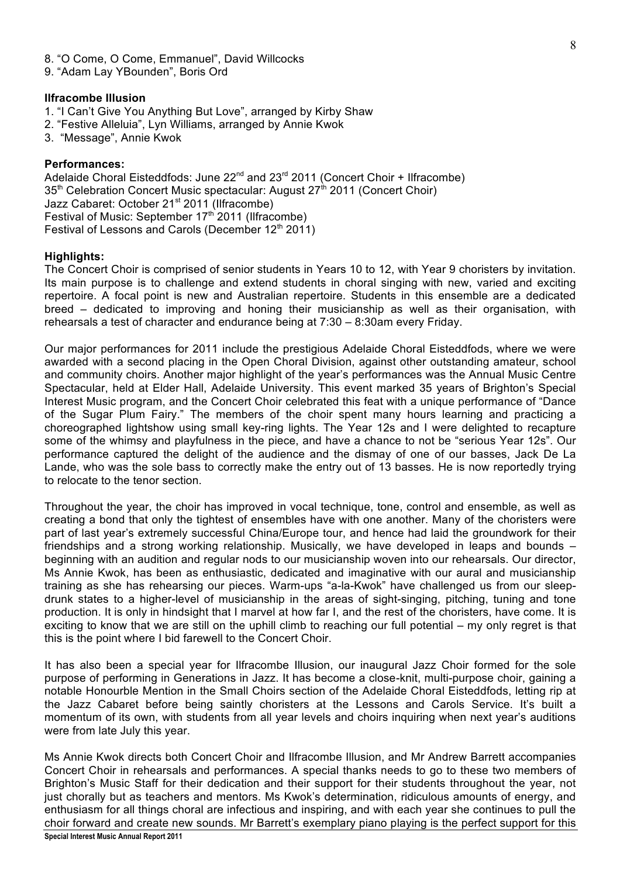8. "O Come, O Come, Emmanuel", David Willcocks
9. "Adam Lay YBounden", Boris Ord

**Ilfracombe Illusion**

1. "I Can't Give You Anything But Love", arranged by Kirby Shaw
2. "Festive Alleluia", Lyn Williams, arranged by Annie Kwok
3. "Message", Annie Kwok

**Performances:**

Adelaide Choral Eisteddfods: June 22nd and 23rd 2011 (Concert Choir + Ilfracombe)
35th Celebration Concert Music spectacular: August 27th 2011 (Concert Choir)
Jazz Cabaret: October 21st 2011 (Ilfracombe)
Festival of Music: September 17th 2011 (Ilfracombe)
Festival of Lessons and Carols (December 12th 2011)

**Highlights:**

The Concert Choir is comprised of senior students in Years 10 to 12, with Year 9 choristers by invitation. Its main purpose is to challenge and extend students in choral singing with new, varied and exciting repertoire. A focal point is new and Australian repertoire. Students in this ensemble are a dedicated breed – dedicated to improving and honing their musicianship as well as their organisation, with rehearsals a test of character and endurance being at 7:30 – 8:30am every Friday.

Our major performances for 2011 include the prestigious Adelaide Choral Eisteddfods, where we were awarded with a second placing in the Open Choral Division, against other outstanding amateur, school and community choirs. Another major highlight of the year's performances was the Annual Music Centre Spectacular, held at Elder Hall, Adelaide University. This event marked 35 years of Brighton's Special Interest Music program, and the Concert Choir celebrated this feat with a unique performance of "Dance of the Sugar Plum Fairy." The members of the choir spent many hours learning and practicing a choreographed lightshow using small key-ring lights. The Year 12s and I were delighted to recapture some of the whimsy and playfulness in the piece, and have a chance to not be "serious Year 12s". Our performance captured the delight of the audience and the dismay of one of our basses, Jack De La Lande, who was the sole bass to correctly make the entry out of 13 basses. He is now reportedly trying to relocate to the tenor section.

Throughout the year, the choir has improved in vocal technique, tone, control and ensemble, as well as creating a bond that only the tightest of ensembles have with one another. Many of the choristers were part of last year's extremely successful China/Europe tour, and hence had laid the groundwork for their friendships and a strong working relationship. Musically, we have developed in leaps and bounds – beginning with an audition and regular nods to our musicianship woven into our rehearsals. Our director, Ms Annie Kwok, has been as enthusiastic, dedicated and imaginative with our aural and musicianship training as she has rehearsing our pieces. Warm-ups "a-la-Kwok" have challenged us from our sleep-drunk states to a higher-level of musicianship in the areas of sight-singing, pitching, tuning and tone production. It is only in hindsight that I marvel at how far I, and the rest of the choristers, have come. It is exciting to know that we are still on the uphill climb to reaching our full potential – my only regret is that this is the point where I bid farewell to the Concert Choir.

It has also been a special year for Ilfracombe Illusion, our inaugural Jazz Choir formed for the sole purpose of performing in Generations in Jazz. It has become a close-knit, multi-purpose choir, gaining a notable Honourble Mention in the Small Choirs section of the Adelaide Choral Eisteddfods, letting rip at the Jazz Cabaret before being saintly choristers at the Lessons and Carols Service. It's built a momentum of its own, with students from all year levels and choirs inquiring when next year's auditions were from late July this year.

Ms Annie Kwok directs both Concert Choir and Ilfracombe Illusion, and Mr Andrew Barrett accompanies Concert Choir in rehearsals and performances. A special thanks needs to go to these two members of Brighton's Music Staff for their dedication and their support for their students throughout the year, not just chorally but as teachers and mentors. Ms Kwok's determination, ridiculous amounts of energy, and enthusiasm for all things choral are infectious and inspiring, and with each year she continues to pull the choir forward and create new sounds. Mr Barrett's exemplary piano playing is the perfect support for this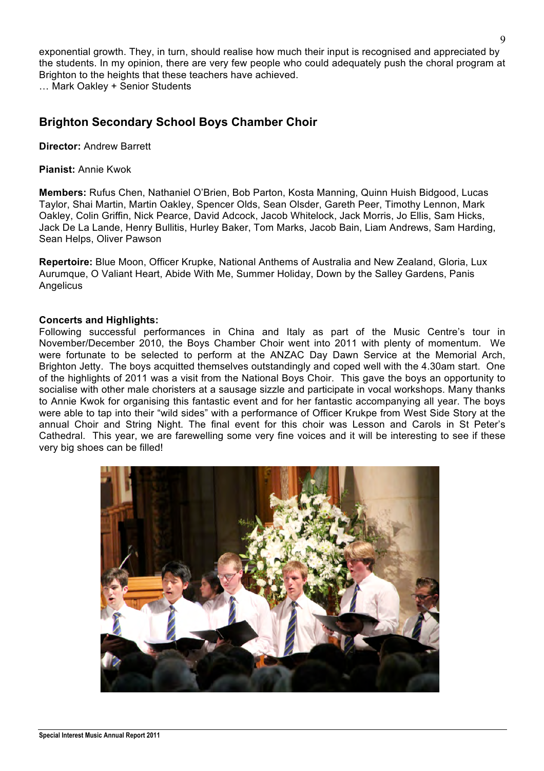exponential growth. They, in turn, should realise how much their input is recognised and appreciated by the students. In my opinion, there are very few people who could adequately push the choral program at Brighton to the heights that these teachers have achieved.

… Mark Oakley + Senior Students

## Brighton Secondary School Boys Chamber Choir

**Director:** Andrew Barrett

**Pianist:** Annie Kwok

**Members:** Rufus Chen, Nathaniel O'Brien, Bob Parton, Kosta Manning, Quinn Huish Bidgood, Lucas Taylor, Shai Martin, Martin Oakley, Spencer Olds, Sean Olsder, Gareth Peer, Timothy Lennon, Mark Oakley, Colin Griffin, Nick Pearce, David Adcock, Jacob Whitelock, Jack Morris, Jo Ellis, Sam Hicks, Jack De La Lande, Henry Bullitis, Hurley Baker, Tom Marks, Jacob Bain, Liam Andrews, Sam Harding, Sean Helps, Oliver Pawson

**Repertoire:** Blue Moon, Officer Krupke, National Anthems of Australia and New Zealand, Gloria, Lux Aurumque, O Valiant Heart, Abide With Me, Summer Holiday, Down by the Salley Gardens, Panis Angelicus

**Concerts and Highlights:**

Following successful performances in China and Italy as part of the Music Centre's tour in November/December 2010, the Boys Chamber Choir went into 2011 with plenty of momentum. We were fortunate to be selected to perform at the ANZAC Day Dawn Service at the Memorial Arch, Brighton Jetty. The boys acquitted themselves outstandingly and coped well with the 4.30am start. One of the highlights of 2011 was a visit from the National Boys Choir. This gave the boys an opportunity to socialise with other male choristers at a sausage sizzle and participate in vocal workshops. Many thanks to Annie Kwok for organising this fantastic event and for her fantastic accompanying all year. The boys were able to tap into their "wild sides" with a performance of Officer Krukpe from West Side Story at the annual Choir and String Night. The final event for this choir was Lesson and Carols in St Peter's Cathedral. This year, we are farewelling some very fine voices and it will be interesting to see if these very big shoes can be filled!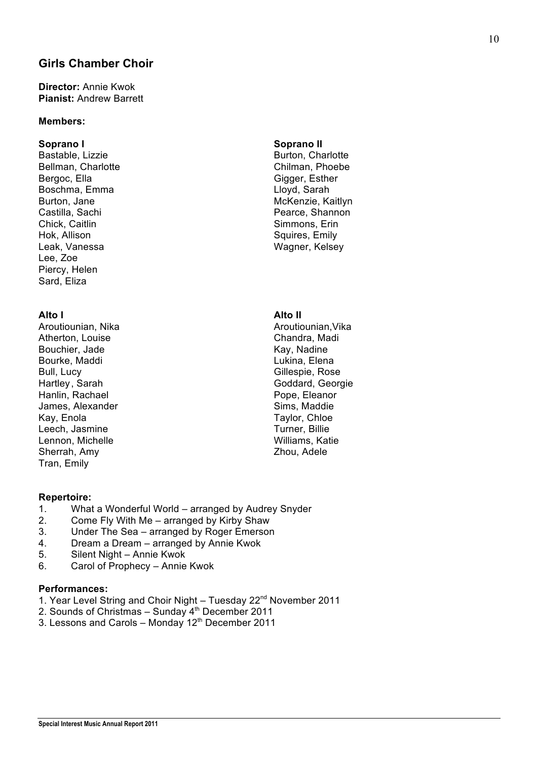## Girls Chamber Choir

**Director:** Annie Kwok
**Pianist:** Andrew Barrett

**Members:**

**Soprano I**
Bastable, Lizzie
Bellman, Charlotte
Bergoc, Ella
Boschma, Emma
Burton, Jane
Castilla, Sachi
Chick, Caitlin
Hok, Allison
Leak, Vanessa
Lee, Zoe
Piercy, Helen
Sard, Eliza

**Soprano II**
Burton, Charlotte
Chilman, Phoebe
Gigger, Esther
Lloyd, Sarah
McKenzie, Kaitlyn
Pearce, Shannon
Simmons, Erin
Squires, Emily
Wagner, Kelsey

**Alto I**
Aroutiounian, Nika
Atherton, Louise
Bouchier, Jade
Bourke, Maddi
Bull, Lucy
Hartley, Sarah
Hanlin, Rachael
James, Alexander
Kay, Enola
Leech, Jasmine
Lennon, Michelle
Sherrah, Amy
Tran, Emily

**Alto II**
Aroutiounian,Vika
Chandra, Madi
Kay, Nadine
Lukina, Elena
Gillespie, Rose
Goddard, Georgie
Pope, Eleanor
Sims, Maddie
Taylor, Chloe
Turner, Billie
Williams, Katie
Zhou, Adele

**Repertoire:**

1. What a Wonderful World – arranged by Audrey Snyder
2. Come Fly With Me – arranged by Kirby Shaw
3. Under The Sea – arranged by Roger Emerson
4. Dream a Dream – arranged by Annie Kwok
5. Silent Night – Annie Kwok
6. Carol of Prophecy – Annie Kwok

**Performances:**

1. Year Level String and Choir Night – Tuesday 22nd November 2011
2. Sounds of Christmas – Sunday 4th December 2011
3. Lessons and Carols – Monday 12th December 2011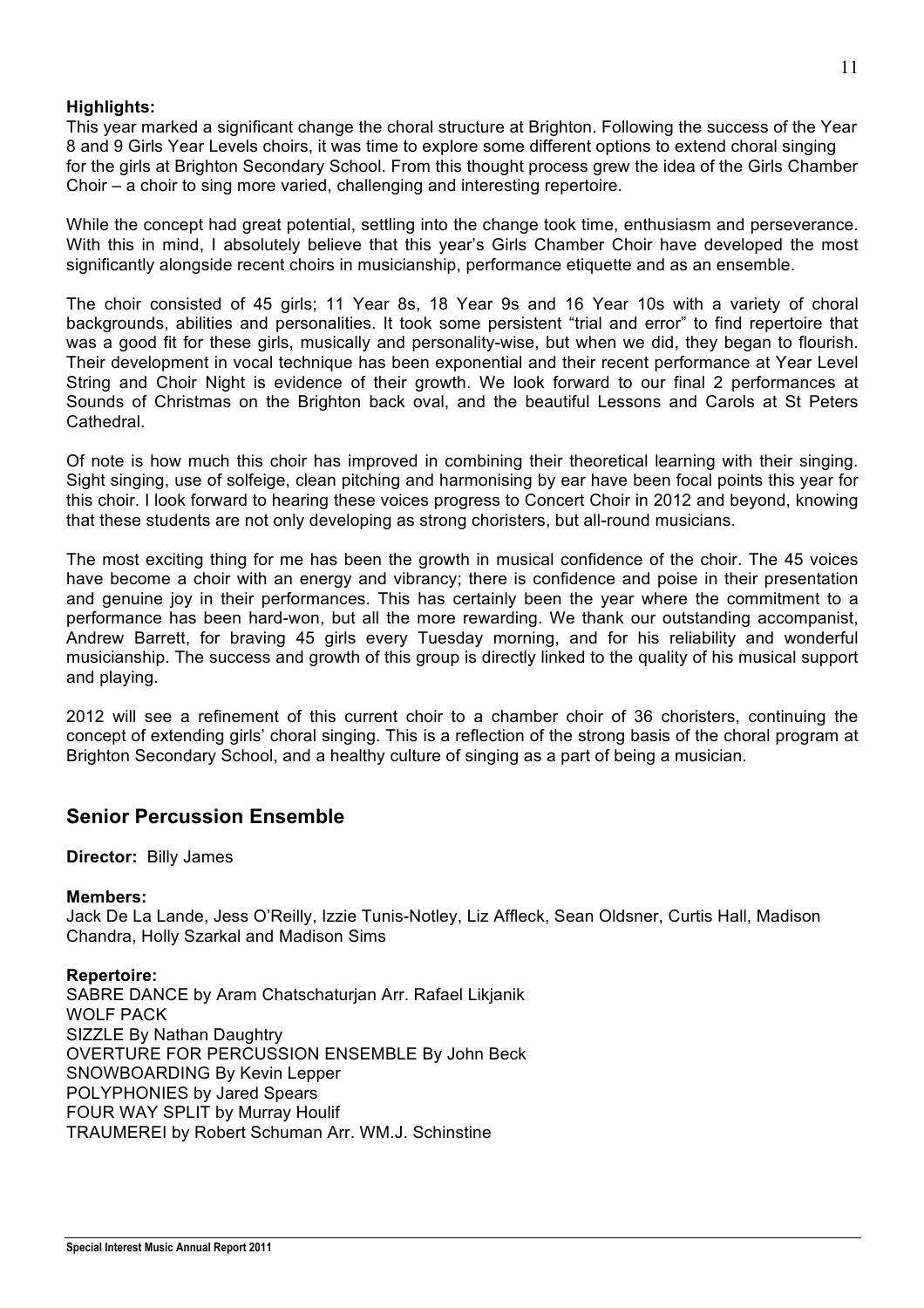**Highlights:**

This year marked a significant change the choral structure at Brighton. Following the success of the Year 8 and 9 Girls Year Levels choirs, it was time to explore some different options to extend choral singing for the girls at Brighton Secondary School. From this thought process grew the idea of the Girls Chamber Choir – a choir to sing more varied, challenging and interesting repertoire.

While the concept had great potential, settling into the change took time, enthusiasm and perseverance. With this in mind, I absolutely believe that this year's Girls Chamber Choir have developed the most significantly alongside recent choirs in musicianship, performance etiquette and as an ensemble.

The choir consisted of 45 girls; 11 Year 8s, 18 Year 9s and 16 Year 10s with a variety of choral backgrounds, abilities and personalities. It took some persistent "trial and error" to find repertoire that was a good fit for these girls, musically and personality-wise, but when we did, they began to flourish. Their development in vocal technique has been exponential and their recent performance at Year Level String and Choir Night is evidence of their growth. We look forward to our final 2 performances at Sounds of Christmas on the Brighton back oval, and the beautiful Lessons and Carols at St Peters Cathedral.

Of note is how much this choir has improved in combining their theoretical learning with their singing. Sight singing, use of solfeige, clean pitching and harmonising by ear have been focal points this year for this choir. I look forward to hearing these voices progress to Concert Choir in 2012 and beyond, knowing that these students are not only developing as strong choristers, but all-round musicians.

The most exciting thing for me has been the growth in musical confidence of the choir. The 45 voices have become a choir with an energy and vibrancy; there is confidence and poise in their presentation and genuine joy in their performances. This has certainly been the year where the commitment to a performance has been hard-won, but all the more rewarding. We thank our outstanding accompanist, Andrew Barrett, for braving 45 girls every Tuesday morning, and for his reliability and wonderful musicianship. The success and growth of this group is directly linked to the quality of his musical support and playing.

2012 will see a refinement of this current choir to a chamber choir of 36 choristers, continuing the concept of extending girls' choral singing. This is a reflection of the strong basis of the choral program at Brighton Secondary School, and a healthy culture of singing as a part of being a musician.

## Senior Percussion Ensemble

**Director:** Billy James

**Members:**

Jack De La Lande, Jess O'Reilly, Izzie Tunis-Notley, Liz Affleck, Sean Oldsner, Curtis Hall, Madison Chandra, Holly Szarkal and Madison Sims

**Repertoire:**

SABRE DANCE by Aram Chatschaturjan Arr. Rafael Likjanik
WOLF PACK
SIZZLE By Nathan Daughtry
OVERTURE FOR PERCUSSION ENSEMBLE By John Beck
SNOWBOARDING By Kevin Lepper
POLYPHONIES by Jared Spears
FOUR WAY SPLIT by Murray Houlif
TRAUMEREI by Robert Schuman Arr. WM.J. Schinstine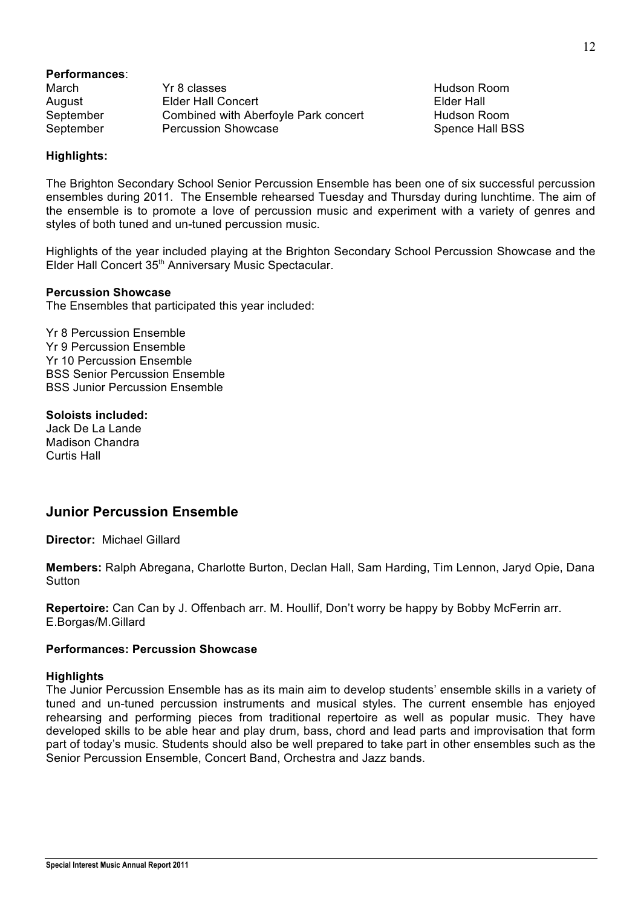**Performances**:

| | | |
|---|---|---|
| March | Yr 8 classes | Hudson Room |
| August | Elder Hall Concert | Elder Hall |
| September | Combined with Aberfoyle Park concert | Hudson Room |
| September | Percussion Showcase | Spence Hall BSS |

**Highlights:**

The Brighton Secondary School Senior Percussion Ensemble has been one of six successful percussion ensembles during 2011. The Ensemble rehearsed Tuesday and Thursday during lunchtime. The aim of the ensemble is to promote a love of percussion music and experiment with a variety of genres and styles of both tuned and un-tuned percussion music.

Highlights of the year included playing at the Brighton Secondary School Percussion Showcase and the Elder Hall Concert 35th Anniversary Music Spectacular.

**Percussion Showcase**
The Ensembles that participated this year included:

Yr 8 Percussion Ensemble
Yr 9 Percussion Ensemble
Yr 10 Percussion Ensemble
BSS Senior Percussion Ensemble
BSS Junior Percussion Ensemble

**Soloists included:**
Jack De La Lande
Madison Chandra
Curtis Hall

## Junior Percussion Ensemble

**Director:** Michael Gillard

**Members:** Ralph Abregana, Charlotte Burton, Declan Hall, Sam Harding, Tim Lennon, Jaryd Opie, Dana Sutton

**Repertoire:** Can Can by J. Offenbach arr. M. Houllif, Don't worry be happy by Bobby McFerrin arr. E.Borgas/M.Gillard

**Performances: Percussion Showcase**

**Highlights**
The Junior Percussion Ensemble has as its main aim to develop students' ensemble skills in a variety of tuned and un-tuned percussion instruments and musical styles. The current ensemble has enjoyed rehearsing and performing pieces from traditional repertoire as well as popular music. They have developed skills to be able hear and play drum, bass, chord and lead parts and improvisation that form part of today's music. Students should also be well prepared to take part in other ensembles such as the Senior Percussion Ensemble, Concert Band, Orchestra and Jazz bands.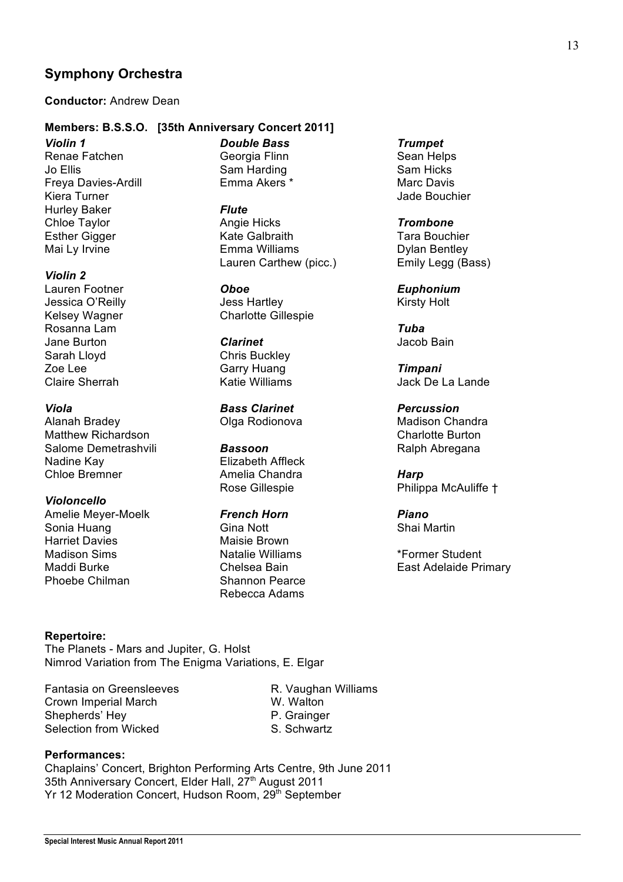## Symphony Orchestra

**Conductor:** Andrew Dean

**Members: B.S.S.O. [35th Anniversary Concert 2011]**

***Violin 1***
Renae Fatchen
Jo Ellis
Freya Davies-Ardill
Kiera Turner
Hurley Baker
Chloe Taylor
Esther Gigger
Mai Ly Irvine

***Violin 2***
Lauren Footner
Jessica O'Reilly
Kelsey Wagner
Rosanna Lam
Jane Burton
Sarah Lloyd
Zoe Lee
Claire Sherrah

***Viola***
Alanah Bradey
Matthew Richardson
Salome Demetrashvili
Nadine Kay
Chloe Bremner

***Violoncello***
Amelie Meyer-Moelk
Sonia Huang
Harriet Davies
Madison Sims
Maddi Burke
Phoebe Chilman

***Double Bass***
Georgia Flinn
Sam Harding
Emma Akers *

***Flute***
Angie Hicks
Kate Galbraith
Emma Williams
Lauren Carthew (picc.)

***Oboe***
Jess Hartley
Charlotte Gillespie

***Clarinet***
Chris Buckley
Garry Huang
Katie Williams

***Bass Clarinet***
Olga Rodionova

***Bassoon***
Elizabeth Affleck
Amelia Chandra
Rose Gillespie

***French Horn***
Gina Nott
Maisie Brown
Natalie Williams
Chelsea Bain
Shannon Pearce
Rebecca Adams

***Trumpet***
Sean Helps
Sam Hicks
Marc Davis
Jade Bouchier

***Trombone***
Tara Bouchier
Dylan Bentley
Emily Legg (Bass)

***Euphonium***
Kirsty Holt

***Tuba***
Jacob Bain

***Timpani***
Jack De La Lande

***Percussion***
Madison Chandra
Charlotte Burton
Ralph Abregana

***Harp***
Philippa McAuliffe †

***Piano***
Shai Martin

*Former Student
East Adelaide Primary

**Repertoire:**
The Planets - Mars and Jupiter, G. Holst
Nimrod Variation from The Enigma Variations, E. Elgar

| | |
|---|---|
| Fantasia on Greensleeves | R. Vaughan Williams |
| Crown Imperial March | W. Walton |
| Shepherds' Hey | P. Grainger |
| Selection from Wicked | S. Schwartz |

**Performances:**
Chaplains' Concert, Brighton Performing Arts Centre, 9th June 2011
35th Anniversary Concert, Elder Hall, 27th August 2011
Yr 12 Moderation Concert, Hudson Room, 29th September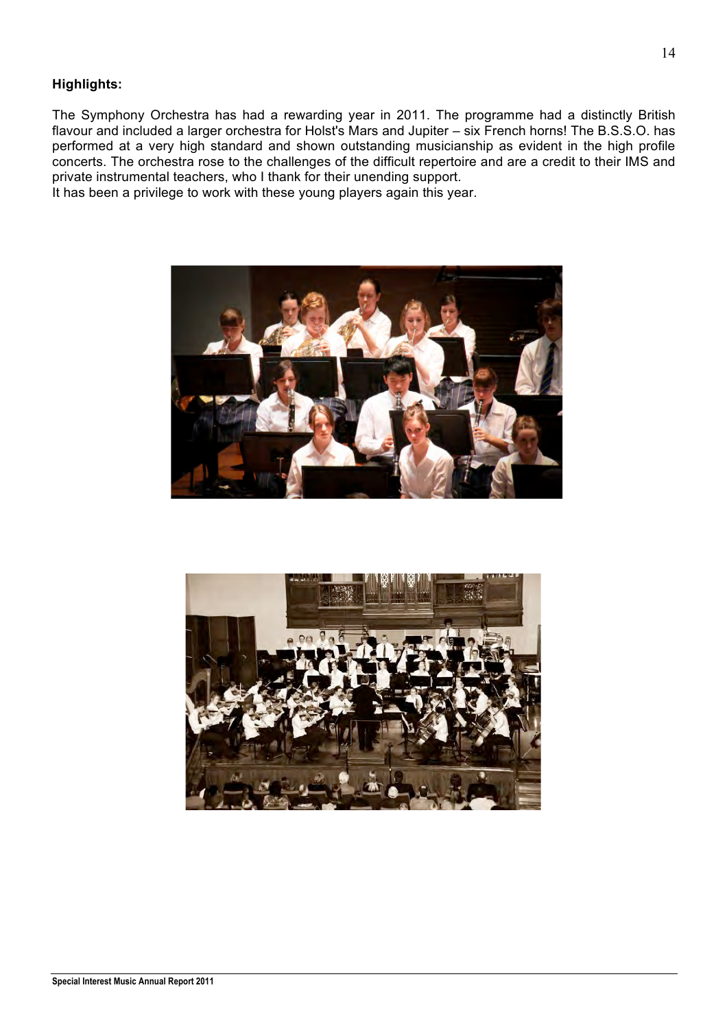**Highlights:**

The Symphony Orchestra has had a rewarding year in 2011. The programme had a distinctly British flavour and included a larger orchestra for Holst's Mars and Jupiter – six French horns! The B.S.S.O. has performed at a very high standard and shown outstanding musicianship as evident in the high profile concerts. The orchestra rose to the challenges of the difficult repertoire and are a credit to their IMS and private instrumental teachers, who I thank for their unending support.
It has been a privilege to work with these young players again this year.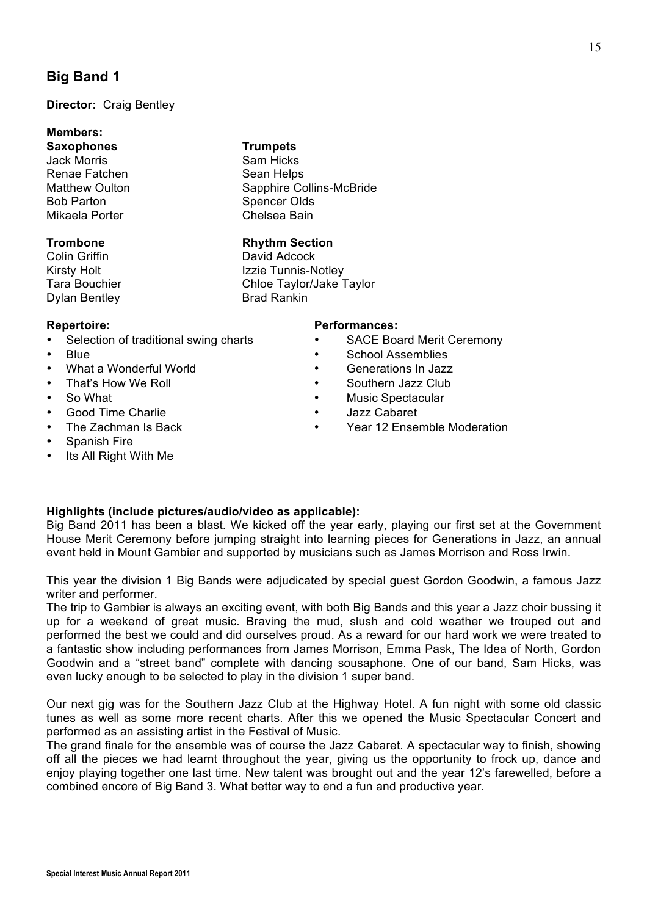## Big Band 1

**Director:** Craig Bentley

**Members:**

**Saxophones**
Jack Morris
Renae Fatchen
Matthew Oulton
Bob Parton
Mikaela Porter

**Trumpets**
Sam Hicks
Sean Helps
Sapphire Collins-McBride
Spencer Olds
Chelsea Bain

**Trombone**
Colin Griffin
Kirsty Holt
Tara Bouchier
Dylan Bentley

**Rhythm Section**
David Adcock
Izzie Tunnis-Notley
Chloe Taylor/Jake Taylor
Brad Rankin

**Repertoire:**

- Selection of traditional swing charts
- Blue
- What a Wonderful World
- That's How We Roll
- So What
- Good Time Charlie
- The Zachman Is Back
- Spanish Fire
- Its All Right With Me

**Performances:**

- SACE Board Merit Ceremony
- School Assemblies
- Generations In Jazz
- Southern Jazz Club
- Music Spectacular
- Jazz Cabaret
- Year 12 Ensemble Moderation

**Highlights (include pictures/audio/video as applicable):**

Big Band 2011 has been a blast. We kicked off the year early, playing our first set at the Government House Merit Ceremony before jumping straight into learning pieces for Generations in Jazz, an annual event held in Mount Gambier and supported by musicians such as James Morrison and Ross Irwin.

This year the division 1 Big Bands were adjudicated by special guest Gordon Goodwin, a famous Jazz writer and performer.
The trip to Gambier is always an exciting event, with both Big Bands and this year a Jazz choir bussing it up for a weekend of great music. Braving the mud, slush and cold weather we trouped out and performed the best we could and did ourselves proud. As a reward for our hard work we were treated to a fantastic show including performances from James Morrison, Emma Pask, The Idea of North, Gordon Goodwin and a "street band" complete with dancing sousaphone. One of our band, Sam Hicks, was even lucky enough to be selected to play in the division 1 super band.

Our next gig was for the Southern Jazz Club at the Highway Hotel. A fun night with some old classic tunes as well as some more recent charts. After this we opened the Music Spectacular Concert and performed as an assisting artist in the Festival of Music.
The grand finale for the ensemble was of course the Jazz Cabaret. A spectacular way to finish, showing off all the pieces we had learnt throughout the year, giving us the opportunity to frock up, dance and enjoy playing together one last time. New talent was brought out and the year 12's farewelled, before a combined encore of Big Band 3. What better way to end a fun and productive year.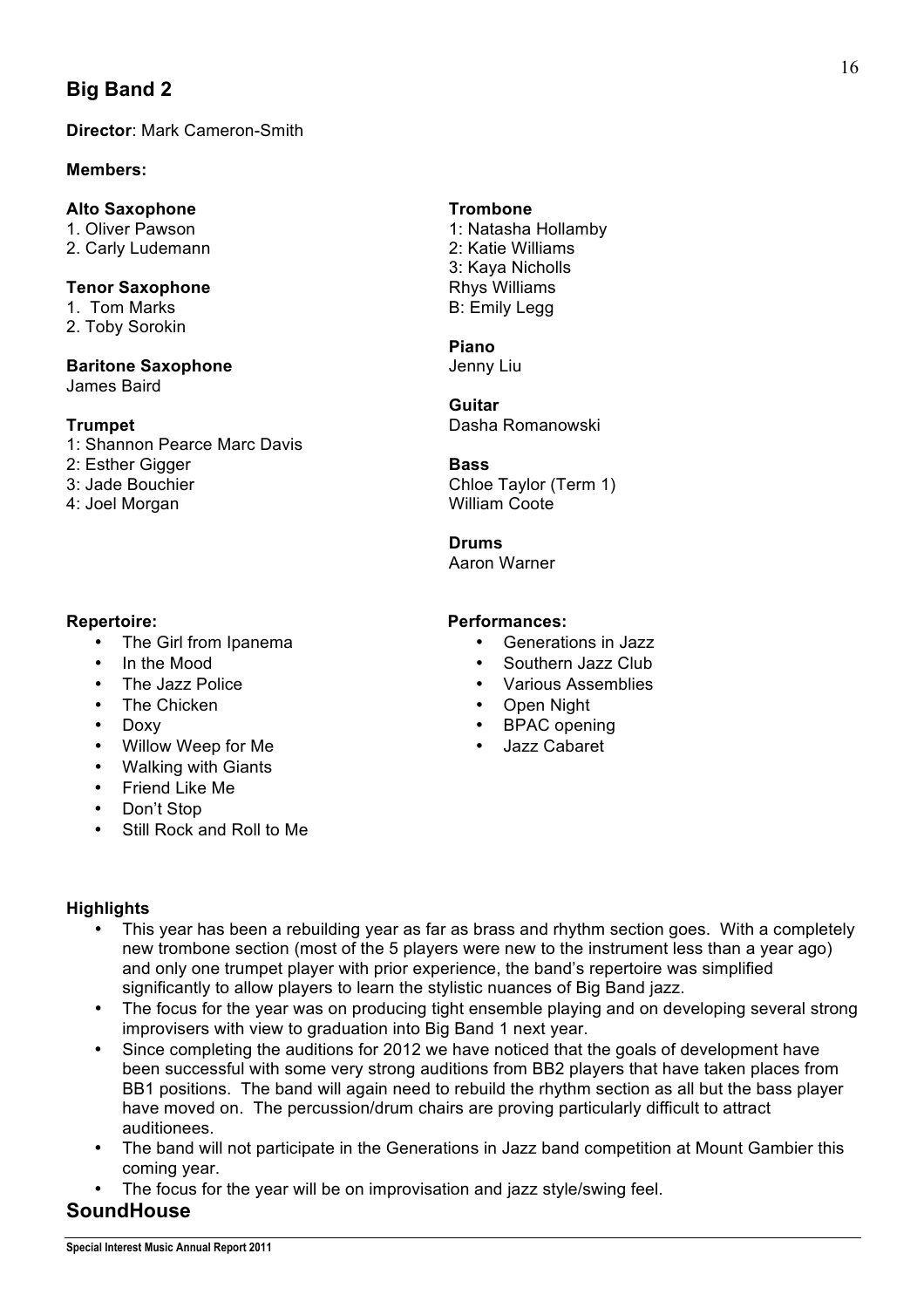## Big Band 2

**Director**: Mark Cameron-Smith

**Members:**

**Alto Saxophone**
1. Oliver Pawson
2. Carly Ludemann

**Tenor Saxophone**
1. Tom Marks
2. Toby Sorokin

**Baritone Saxophone**
James Baird

**Trumpet**
1: Shannon Pearce Marc Davis
2: Esther Gigger
3: Jade Bouchier
4: Joel Morgan

**Trombone**
1: Natasha Hollamby
2: Katie Williams
3: Kaya Nicholls
Rhys Williams
B: Emily Legg

**Piano**
Jenny Liu

**Guitar**
Dasha Romanowski

**Bass**
Chloe Taylor (Term 1)
William Coote

**Drums**
Aaron Warner

**Repertoire:**

- The Girl from Ipanema
- In the Mood
- The Jazz Police
- The Chicken
- Doxy
- Willow Weep for Me
- Walking with Giants
- Friend Like Me
- Don't Stop
- Still Rock and Roll to Me

**Performances:**

- Generations in Jazz
- Southern Jazz Club
- Various Assemblies
- Open Night
- BPAC opening
- Jazz Cabaret

**Highlights**

- This year has been a rebuilding year as far as brass and rhythm section goes. With a completely new trombone section (most of the 5 players were new to the instrument less than a year ago) and only one trumpet player with prior experience, the band's repertoire was simplified significantly to allow players to learn the stylistic nuances of Big Band jazz.
- The focus for the year was on producing tight ensemble playing and on developing several strong improvisers with view to graduation into Big Band 1 next year.
- Since completing the auditions for 2012 we have noticed that the goals of development have been successful with some very strong auditions from BB2 players that have taken places from BB1 positions. The band will again need to rebuild the rhythm section as all but the bass player have moved on. The percussion/drum chairs are proving particularly difficult to attract auditionees.
- The band will not participate in the Generations in Jazz band competition at Mount Gambier this coming year.
- The focus for the year will be on improvisation and jazz style/swing feel.

## SoundHouse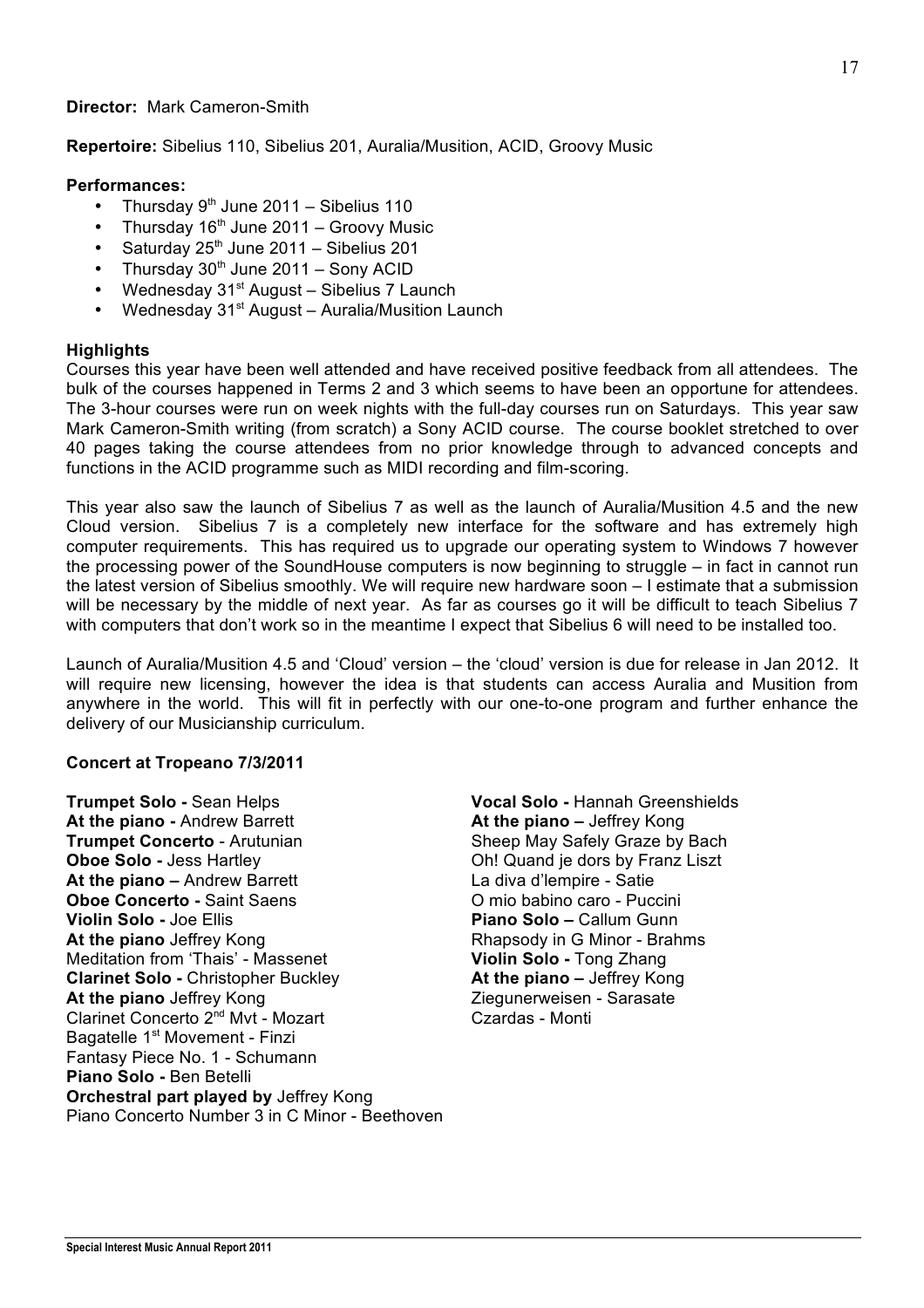**Director:** Mark Cameron-Smith

**Repertoire:** Sibelius 110, Sibelius 201, Auralia/Musition, ACID, Groovy Music

**Performances:**

- Thursday 9th June 2011 – Sibelius 110
- Thursday 16th June 2011 – Groovy Music
- Saturday 25th June 2011 – Sibelius 201
- Thursday 30th June 2011 – Sony ACID
- Wednesday 31st August – Sibelius 7 Launch
- Wednesday 31st August – Auralia/Musition Launch

**Highlights**

Courses this year have been well attended and have received positive feedback from all attendees. The bulk of the courses happened in Terms 2 and 3 which seems to have been an opportune for attendees. The 3-hour courses were run on week nights with the full-day courses run on Saturdays. This year saw Mark Cameron-Smith writing (from scratch) a Sony ACID course. The course booklet stretched to over 40 pages taking the course attendees from no prior knowledge through to advanced concepts and functions in the ACID programme such as MIDI recording and film-scoring.

This year also saw the launch of Sibelius 7 as well as the launch of Auralia/Musition 4.5 and the new Cloud version. Sibelius 7 is a completely new interface for the software and has extremely high computer requirements. This has required us to upgrade our operating system to Windows 7 however the processing power of the SoundHouse computers is now beginning to struggle – in fact in cannot run the latest version of Sibelius smoothly. We will require new hardware soon – I estimate that a submission will be necessary by the middle of next year. As far as courses go it will be difficult to teach Sibelius 7 with computers that don't work so in the meantime I expect that Sibelius 6 will need to be installed too.

Launch of Auralia/Musition 4.5 and 'Cloud' version – the 'cloud' version is due for release in Jan 2012. It will require new licensing, however the idea is that students can access Auralia and Musition from anywhere in the world. This will fit in perfectly with our one-to-one program and further enhance the delivery of our Musicianship curriculum.

**Concert at Tropeano 7/3/2011**

**Trumpet Solo -** Sean Helps
**At the piano -** Andrew Barrett
**Trumpet Concerto** - Arutunian
**Oboe Solo -** Jess Hartley
**At the piano –** Andrew Barrett
**Oboe Concerto -** Saint Saens
**Violin Solo -** Joe Ellis
**At the piano** Jeffrey Kong
Meditation from 'Thais' - Massenet
**Clarinet Solo -** Christopher Buckley
**At the piano** Jeffrey Kong
Clarinet Concerto 2nd Mvt - Mozart
Bagatelle 1st Movement - Finzi
Fantasy Piece No. 1 - Schumann
**Piano Solo -** Ben Betelli
**Orchestral part played by** Jeffrey Kong
Piano Concerto Number 3 in C Minor - Beethoven

**Vocal Solo -** Hannah Greenshields
**At the piano –** Jeffrey Kong
Sheep May Safely Graze by Bach
Oh! Quand je dors by Franz Liszt
La diva d'lempire - Satie
O mio babino caro - Puccini
**Piano Solo –** Callum Gunn
Rhapsody in G Minor - Brahms
**Violin Solo -** Tong Zhang
**At the piano –** Jeffrey Kong
Ziegunerweisen - Sarasate
Czardas - Monti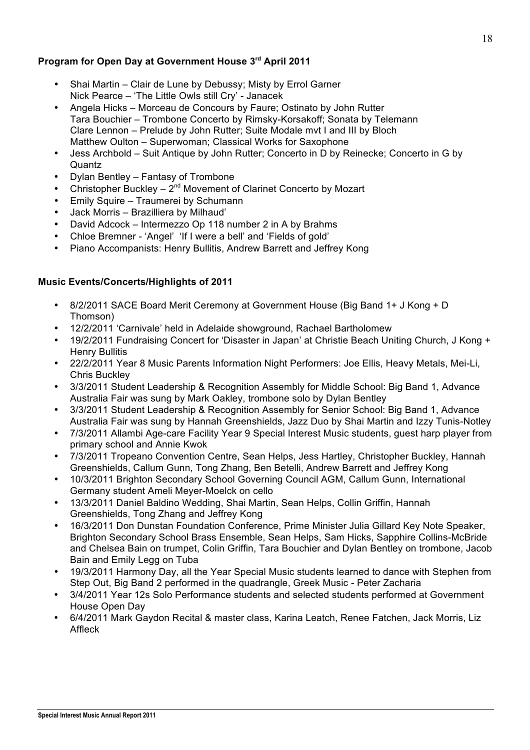**Program for Open Day at Government House 3rd April 2011**

- Shai Martin – Clair de Lune by Debussy; Misty by Errol Garner
  Nick Pearce – 'The Little Owls still Cry' - Janacek
- Angela Hicks – Morceau de Concours by Faure; Ostinato by John Rutter
  Tara Bouchier – Trombone Concerto by Rimsky-Korsakoff; Sonata by Telemann
  Clare Lennon – Prelude by John Rutter; Suite Modale mvt I and III by Bloch
  Matthew Oulton – Superwoman; Classical Works for Saxophone
- Jess Archbold – Suit Antique by John Rutter; Concerto in D by Reinecke; Concerto in G by Quantz
- Dylan Bentley – Fantasy of Trombone
- Christopher Buckley – 2nd Movement of Clarinet Concerto by Mozart
- Emily Squire – Traumerei by Schumann
- Jack Morris – Brazilliera by Milhaud'
- David Adcock – Intermezzo Op 118 number 2 in A by Brahms
- Chloe Bremner - 'Angel' 'If I were a bell' and 'Fields of gold'
- Piano Accompanists: Henry Bullitis, Andrew Barrett and Jeffrey Kong

**Music Events/Concerts/Highlights of 2011**

- 8/2/2011 SACE Board Merit Ceremony at Government House (Big Band 1+ J Kong + D Thomson)
- 12/2/2011 'Carnivale' held in Adelaide showground, Rachael Bartholomew
- 19/2/2011 Fundraising Concert for 'Disaster in Japan' at Christie Beach Uniting Church, J Kong + Henry Bullitis
- 22/2/2011 Year 8 Music Parents Information Night Performers: Joe Ellis, Heavy Metals, Mei-Li, Chris Buckley
- 3/3/2011 Student Leadership & Recognition Assembly for Middle School: Big Band 1, Advance Australia Fair was sung by Mark Oakley, trombone solo by Dylan Bentley
- 3/3/2011 Student Leadership & Recognition Assembly for Senior School: Big Band 1, Advance Australia Fair was sung by Hannah Greenshields, Jazz Duo by Shai Martin and Izzy Tunis-Notley
- 7/3/2011 Allambi Age-care Facility Year 9 Special Interest Music students, guest harp player from primary school and Annie Kwok
- 7/3/2011 Tropeano Convention Centre, Sean Helps, Jess Hartley, Christopher Buckley, Hannah Greenshields, Callum Gunn, Tong Zhang, Ben Betelli, Andrew Barrett and Jeffrey Kong
- 10/3/2011 Brighton Secondary School Governing Council AGM, Callum Gunn, International Germany student Ameli Meyer-Moelck on cello
- 13/3/2011 Daniel Baldino Wedding, Shai Martin, Sean Helps, Collin Griffin, Hannah Greenshields, Tong Zhang and Jeffrey Kong
- 16/3/2011 Don Dunstan Foundation Conference, Prime Minister Julia Gillard Key Note Speaker, Brighton Secondary School Brass Ensemble, Sean Helps, Sam Hicks, Sapphire Collins-McBride and Chelsea Bain on trumpet, Colin Griffin, Tara Bouchier and Dylan Bentley on trombone, Jacob Bain and Emily Legg on Tuba
- 19/3/2011 Harmony Day, all the Year Special Music students learned to dance with Stephen from Step Out, Big Band 2 performed in the quadrangle, Greek Music - Peter Zacharia
- 3/4/2011 Year 12s Solo Performance students and selected students performed at Government House Open Day
- 6/4/2011 Mark Gaydon Recital & master class, Karina Leatch, Renee Fatchen, Jack Morris, Liz Affleck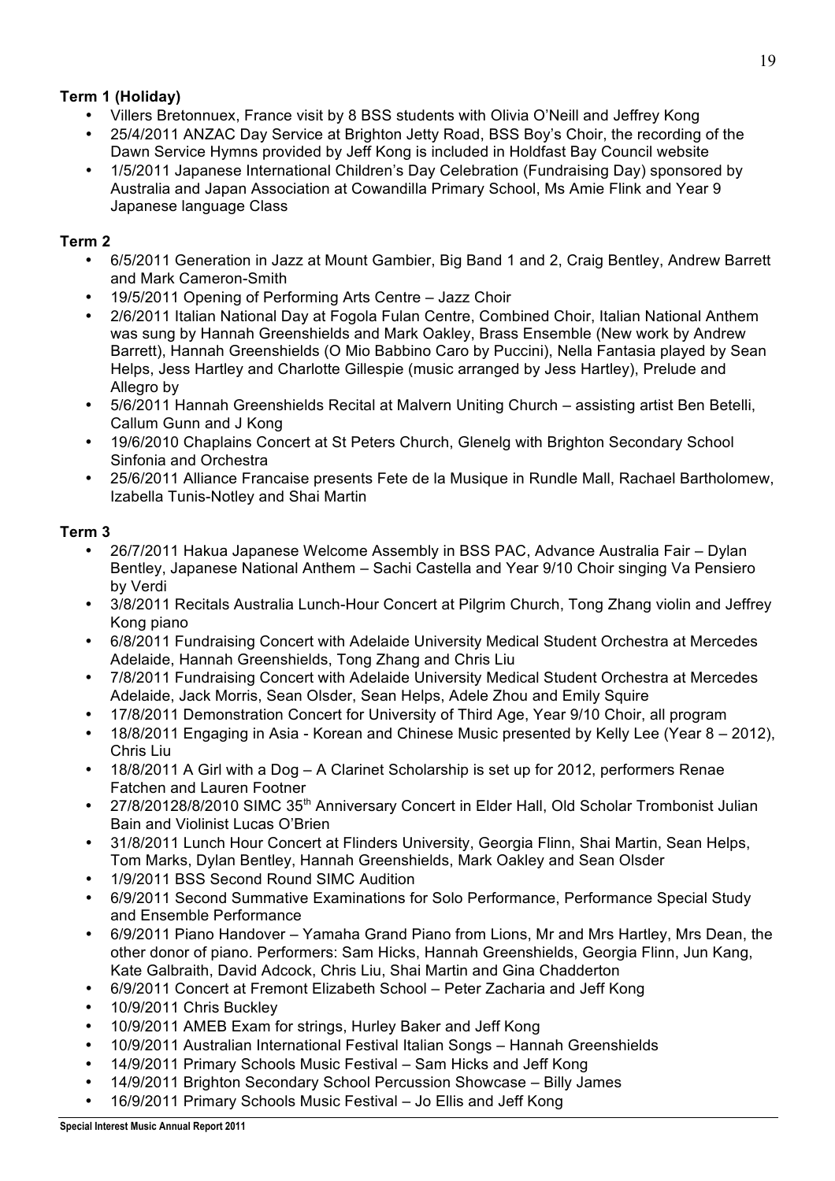**Term 1 (Holiday)**

- Villers Bretonnuex, France visit by 8 BSS students with Olivia O'Neill and Jeffrey Kong
- 25/4/2011 ANZAC Day Service at Brighton Jetty Road, BSS Boy's Choir, the recording of the Dawn Service Hymns provided by Jeff Kong is included in Holdfast Bay Council website
- 1/5/2011 Japanese International Children's Day Celebration (Fundraising Day) sponsored by Australia and Japan Association at Cowandilla Primary School, Ms Amie Flink and Year 9 Japanese language Class

**Term 2**

- 6/5/2011 Generation in Jazz at Mount Gambier, Big Band 1 and 2, Craig Bentley, Andrew Barrett and Mark Cameron-Smith
- 19/5/2011 Opening of Performing Arts Centre – Jazz Choir
- 2/6/2011 Italian National Day at Fogola Fulan Centre, Combined Choir, Italian National Anthem was sung by Hannah Greenshields and Mark Oakley, Brass Ensemble (New work by Andrew Barrett), Hannah Greenshields (O Mio Babbino Caro by Puccini), Nella Fantasia played by Sean Helps, Jess Hartley and Charlotte Gillespie (music arranged by Jess Hartley), Prelude and Allegro by
- 5/6/2011 Hannah Greenshields Recital at Malvern Uniting Church – assisting artist Ben Betelli, Callum Gunn and J Kong
- 19/6/2010 Chaplains Concert at St Peters Church, Glenelg with Brighton Secondary School Sinfonia and Orchestra
- 25/6/2011 Alliance Francaise presents Fete de la Musique in Rundle Mall, Rachael Bartholomew, Izabella Tunis-Notley and Shai Martin

**Term 3**

- 26/7/2011 Hakua Japanese Welcome Assembly in BSS PAC, Advance Australia Fair – Dylan Bentley, Japanese National Anthem – Sachi Castella and Year 9/10 Choir singing Va Pensiero by Verdi
- 3/8/2011 Recitals Australia Lunch-Hour Concert at Pilgrim Church, Tong Zhang violin and Jeffrey Kong piano
- 6/8/2011 Fundraising Concert with Adelaide University Medical Student Orchestra at Mercedes Adelaide, Hannah Greenshields, Tong Zhang and Chris Liu
- 7/8/2011 Fundraising Concert with Adelaide University Medical Student Orchestra at Mercedes Adelaide, Jack Morris, Sean Olsder, Sean Helps, Adele Zhou and Emily Squire
- 17/8/2011 Demonstration Concert for University of Third Age, Year 9/10 Choir, all program
- 18/8/2011 Engaging in Asia - Korean and Chinese Music presented by Kelly Lee (Year 8 – 2012), Chris Liu
- 18/8/2011 A Girl with a Dog – A Clarinet Scholarship is set up for 2012, performers Renae Fatchen and Lauren Footner
- 27/8/20128/8/2010 SIMC 35th Anniversary Concert in Elder Hall, Old Scholar Trombonist Julian Bain and Violinist Lucas O'Brien
- 31/8/2011 Lunch Hour Concert at Flinders University, Georgia Flinn, Shai Martin, Sean Helps, Tom Marks, Dylan Bentley, Hannah Greenshields, Mark Oakley and Sean Olsder
- 1/9/2011 BSS Second Round SIMC Audition
- 6/9/2011 Second Summative Examinations for Solo Performance, Performance Special Study and Ensemble Performance
- 6/9/2011 Piano Handover – Yamaha Grand Piano from Lions, Mr and Mrs Hartley, Mrs Dean, the other donor of piano. Performers: Sam Hicks, Hannah Greenshields, Georgia Flinn, Jun Kang, Kate Galbraith, David Adcock, Chris Liu, Shai Martin and Gina Chadderton
- 6/9/2011 Concert at Fremont Elizabeth School – Peter Zacharia and Jeff Kong
- 10/9/2011 Chris Buckley
- 10/9/2011 AMEB Exam for strings, Hurley Baker and Jeff Kong
- 10/9/2011 Australian International Festival Italian Songs – Hannah Greenshields
- 14/9/2011 Primary Schools Music Festival – Sam Hicks and Jeff Kong
- 14/9/2011 Brighton Secondary School Percussion Showcase – Billy James
- 16/9/2011 Primary Schools Music Festival – Jo Ellis and Jeff Kong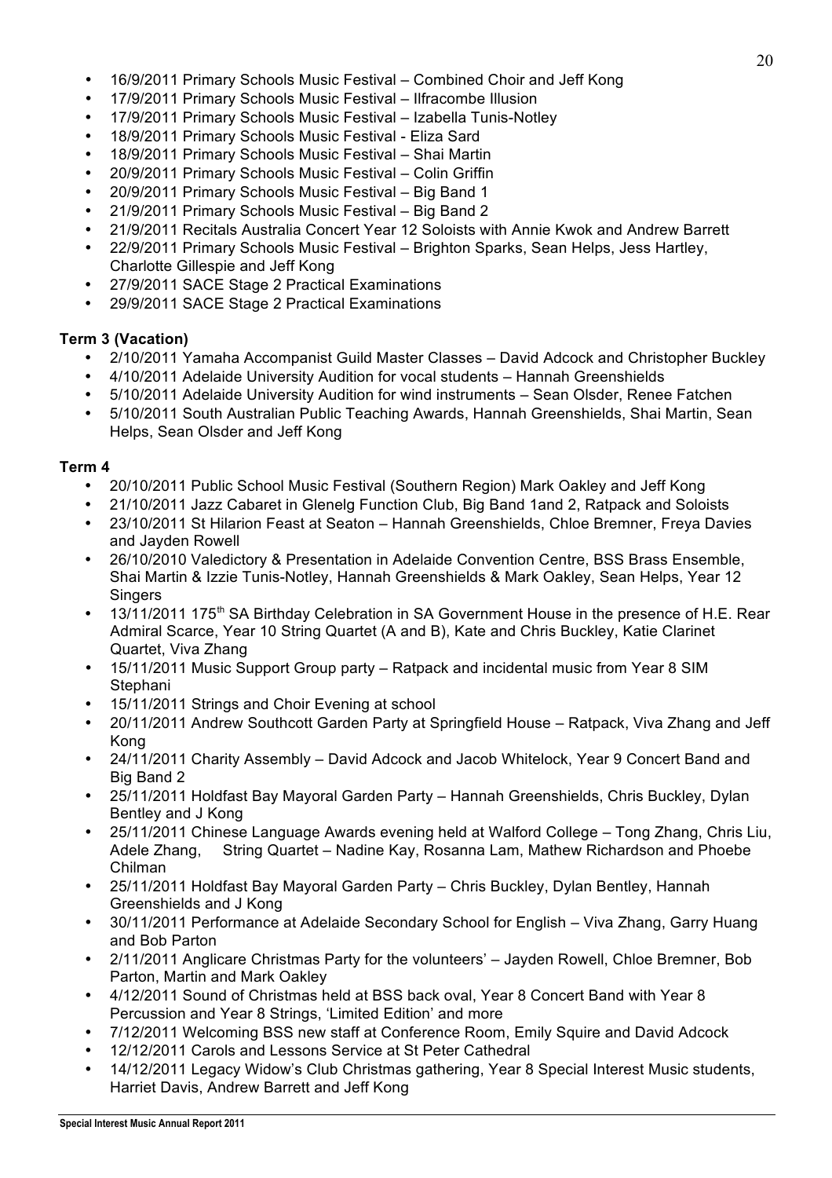- 16/9/2011 Primary Schools Music Festival – Combined Choir and Jeff Kong
- 17/9/2011 Primary Schools Music Festival – Ilfracombe Illusion
- 17/9/2011 Primary Schools Music Festival – Izabella Tunis-Notley
- 18/9/2011 Primary Schools Music Festival - Eliza Sard
- 18/9/2011 Primary Schools Music Festival – Shai Martin
- 20/9/2011 Primary Schools Music Festival – Colin Griffin
- 20/9/2011 Primary Schools Music Festival – Big Band 1
- 21/9/2011 Primary Schools Music Festival – Big Band 2
- 21/9/2011 Recitals Australia Concert Year 12 Soloists with Annie Kwok and Andrew Barrett
- 22/9/2011 Primary Schools Music Festival – Brighton Sparks, Sean Helps, Jess Hartley, Charlotte Gillespie and Jeff Kong
- 27/9/2011 SACE Stage 2 Practical Examinations
- 29/9/2011 SACE Stage 2 Practical Examinations

**Term 3 (Vacation)**

- 2/10/2011 Yamaha Accompanist Guild Master Classes – David Adcock and Christopher Buckley
- 4/10/2011 Adelaide University Audition for vocal students – Hannah Greenshields
- 5/10/2011 Adelaide University Audition for wind instruments – Sean Olsder, Renee Fatchen
- 5/10/2011 South Australian Public Teaching Awards, Hannah Greenshields, Shai Martin, Sean Helps, Sean Olsder and Jeff Kong

**Term 4**

- 20/10/2011 Public School Music Festival (Southern Region) Mark Oakley and Jeff Kong
- 21/10/2011 Jazz Cabaret in Glenelg Function Club, Big Band 1and 2, Ratpack and Soloists
- 23/10/2011 St Hilarion Feast at Seaton – Hannah Greenshields, Chloe Bremner, Freya Davies and Jayden Rowell
- 26/10/2010 Valedictory & Presentation in Adelaide Convention Centre, BSS Brass Ensemble, Shai Martin & Izzie Tunis-Notley, Hannah Greenshields & Mark Oakley, Sean Helps, Year 12 Singers
- 13/11/2011 175th SA Birthday Celebration in SA Government House in the presence of H.E. Rear Admiral Scarce, Year 10 String Quartet (A and B), Kate and Chris Buckley, Katie Clarinet Quartet, Viva Zhang
- 15/11/2011 Music Support Group party – Ratpack and incidental music from Year 8 SIM Stephani
- 15/11/2011 Strings and Choir Evening at school
- 20/11/2011 Andrew Southcott Garden Party at Springfield House – Ratpack, Viva Zhang and Jeff Kong
- 24/11/2011 Charity Assembly – David Adcock and Jacob Whitelock, Year 9 Concert Band and Big Band 2
- 25/11/2011 Holdfast Bay Mayoral Garden Party – Hannah Greenshields, Chris Buckley, Dylan Bentley and J Kong
- 25/11/2011 Chinese Language Awards evening held at Walford College – Tong Zhang, Chris Liu, Adele Zhang, String Quartet – Nadine Kay, Rosanna Lam, Mathew Richardson and Phoebe Chilman
- 25/11/2011 Holdfast Bay Mayoral Garden Party – Chris Buckley, Dylan Bentley, Hannah Greenshields and J Kong
- 30/11/2011 Performance at Adelaide Secondary School for English – Viva Zhang, Garry Huang and Bob Parton
- 2/11/2011 Anglicare Christmas Party for the volunteers' – Jayden Rowell, Chloe Bremner, Bob Parton, Martin and Mark Oakley
- 4/12/2011 Sound of Christmas held at BSS back oval, Year 8 Concert Band with Year 8 Percussion and Year 8 Strings, 'Limited Edition' and more
- 7/12/2011 Welcoming BSS new staff at Conference Room, Emily Squire and David Adcock
- 12/12/2011 Carols and Lessons Service at St Peter Cathedral
- 14/12/2011 Legacy Widow's Club Christmas gathering, Year 8 Special Interest Music students, Harriet Davis, Andrew Barrett and Jeff Kong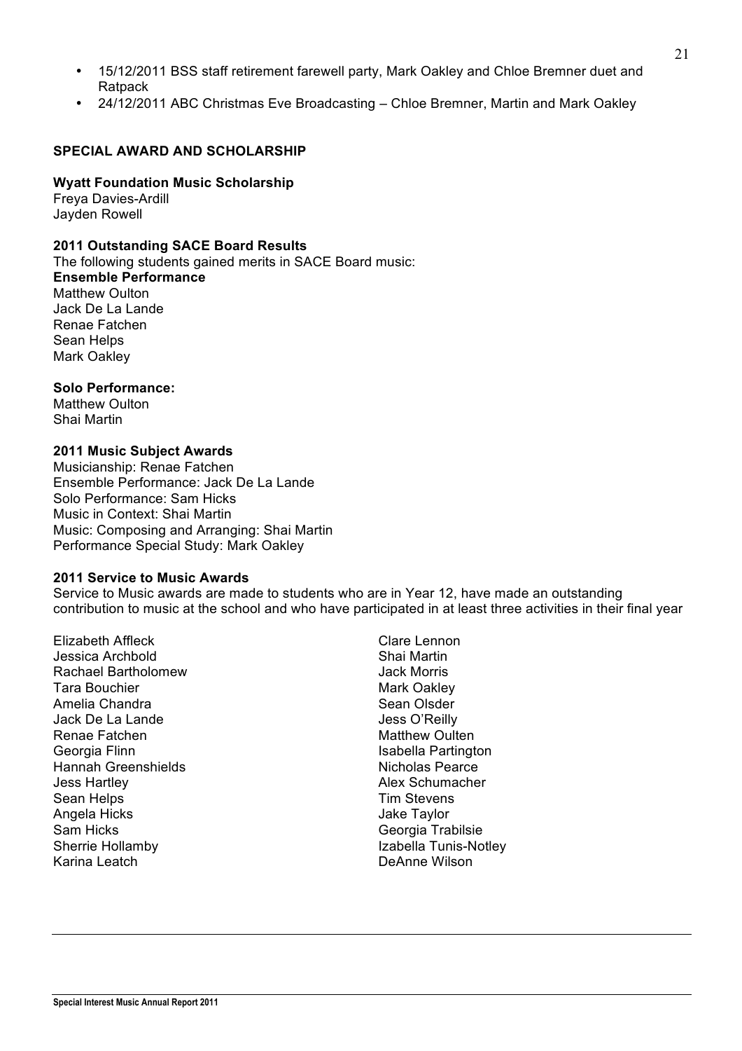- 15/12/2011 BSS staff retirement farewell party, Mark Oakley and Chloe Bremner duet and Ratpack
- 24/12/2011 ABC Christmas Eve Broadcasting – Chloe Bremner, Martin and Mark Oakley

## SPECIAL AWARD AND SCHOLARSHIP

**Wyatt Foundation Music Scholarship**
Freya Davies-Ardill
Jayden Rowell

**2011 Outstanding SACE Board Results**
The following students gained merits in SACE Board music:
**Ensemble Performance**
Matthew Oulton
Jack De La Lande
Renae Fatchen
Sean Helps
Mark Oakley

**Solo Performance:**
Matthew Oulton
Shai Martin

**2011 Music Subject Awards**
Musicianship: Renae Fatchen
Ensemble Performance: Jack De La Lande
Solo Performance: Sam Hicks
Music in Context: Shai Martin
Music: Composing and Arranging: Shai Martin
Performance Special Study: Mark Oakley

**2011 Service to Music Awards**
Service to Music awards are made to students who are in Year 12, have made an outstanding contribution to music at the school and who have participated in at least three activities in their final year

Elizabeth Affleck
Jessica Archbold
Rachael Bartholomew
Tara Bouchier
Amelia Chandra
Jack De La Lande
Renae Fatchen
Georgia Flinn
Hannah Greenshields
Jess Hartley
Sean Helps
Angela Hicks
Sam Hicks
Sherrie Hollamby
Karina Leatch
Clare Lennon
Shai Martin
Jack Morris
Mark Oakley
Sean Olsder
Jess O'Reilly
Matthew Oulten
Isabella Partington
Nicholas Pearce
Alex Schumacher
Tim Stevens
Jake Taylor
Georgia Trabilsie
Izabella Tunis-Notley
DeAnne Wilson